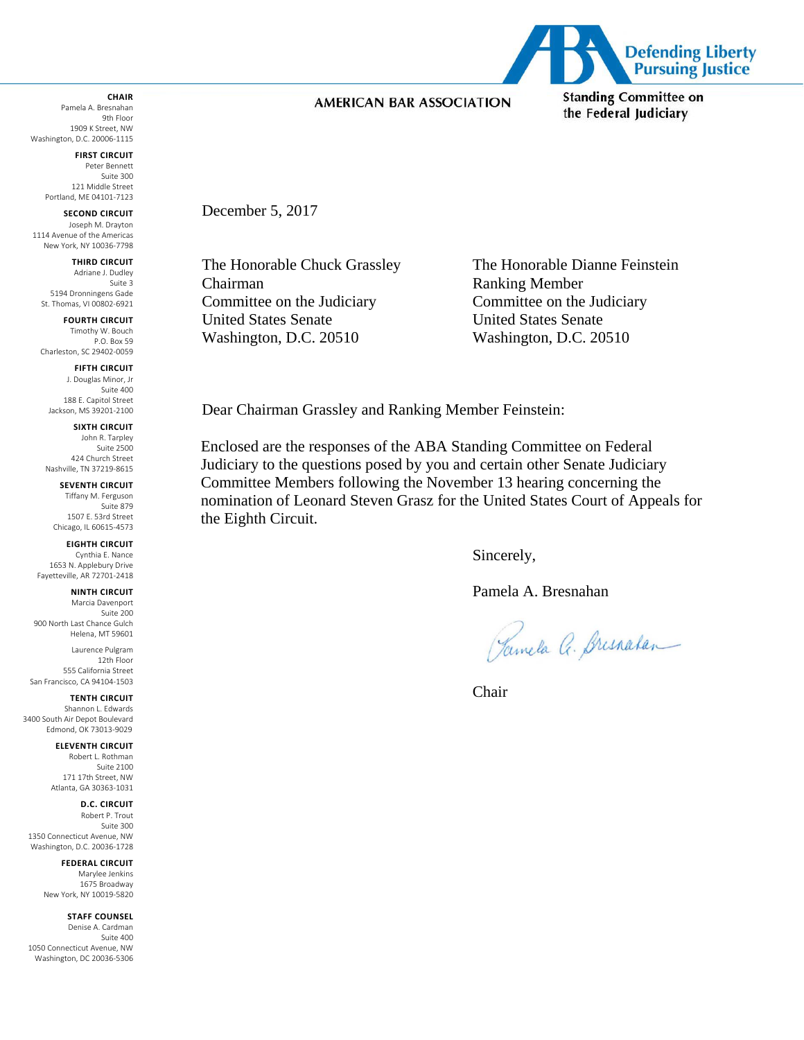AMERICAN BAR ASSOCIATION

Defending Liberty
Pursuing Justice

Standing Committee on
the Federal Judiciary

**CHAIR**
Pamela A. Bresnahan
9th Floor
1909 K Street, NW
Washington, D.C. 20006-1115

**FIRST CIRCUIT**
Peter Bennett
Suite 300
121 Middle Street
Portland, ME 04101-7123

**SECOND CIRCUIT**
Joseph M. Drayton
1114 Avenue of the Americas
New York, NY 10036-7798

**THIRD CIRCUIT**
Adriane J. Dudley
Suite 3
5194 Dronningens Gade
St. Thomas, VI 00802-6921

**FOURTH CIRCUIT**
Timothy W. Bouch
P.O. Box 59
Charleston, SC 29402-0059

**FIFTH CIRCUIT**
J. Douglas Minor, Jr
Suite 400
188 E. Capitol Street
Jackson, MS 39201-2100

**SIXTH CIRCUIT**
John R. Tarpley
Suite 2500
424 Church Street
Nashville, TN 37219-8615

**SEVENTH CIRCUIT**
Tiffany M. Ferguson
Suite 879
1507 E. 53rd Street
Chicago, IL 60615-4573

**EIGHTH CIRCUIT**
Cynthia E. Nance
1653 N. Applebury Drive
Fayetteville, AR 72701-2418

**NINTH CIRCUIT**
Marcia Davenport
Suite 200
900 North Last Chance Gulch
Helena, MT 59601

Laurence Pulgram
12th Floor
555 California Street
San Francisco, CA 94104-1503

**TENTH CIRCUIT**
Shannon L. Edwards
3400 South Air Depot Boulevard
Edmond, OK 73013-9029

**ELEVENTH CIRCUIT**
Robert L. Rothman
Suite 2100
171 17th Street, NW
Atlanta, GA 30363-1031

**D.C. CIRCUIT**
Robert P. Trout
Suite 300
1350 Connecticut Avenue, NW
Washington, D.C. 20036-1728

**FEDERAL CIRCUIT**
Marylee Jenkins
1675 Broadway
New York, NY 10019-5820

**STAFF COUNSEL**
Denise A. Cardman
Suite 400
1050 Connecticut Avenue, NW
Washington, DC 20036-5306

December 5, 2017

The Honorable Chuck Grassley
Chairman
Committee on the Judiciary
United States Senate
Washington, D.C. 20510

The Honorable Dianne Feinstein
Ranking Member
Committee on the Judiciary
United States Senate
Washington, D.C. 20510

Dear Chairman Grassley and Ranking Member Feinstein:

Enclosed are the responses of the ABA Standing Committee on Federal Judiciary to the questions posed by you and certain other Senate Judiciary Committee Members following the November 13 hearing concerning the nomination of Leonard Steven Grasz for the United States Court of Appeals for the Eighth Circuit.

Sincerely,

Pamela A. Bresnahan

Pamela A. Bresnahan

Chair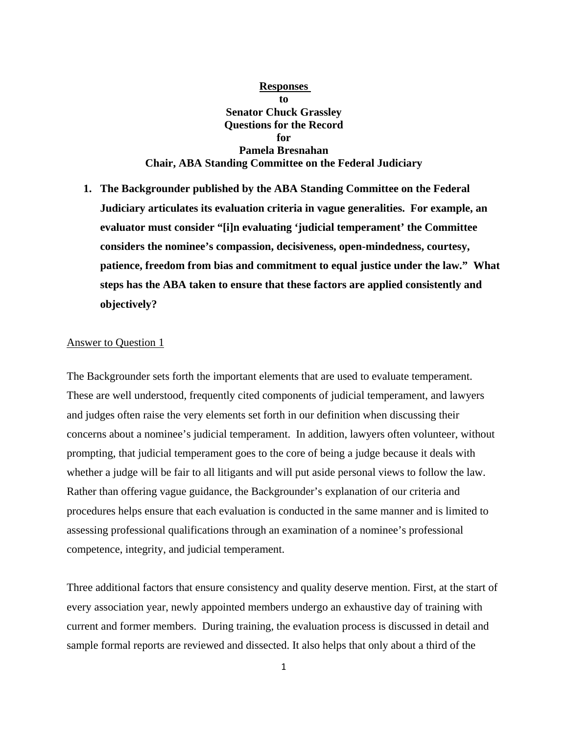**Responses**
**to**
**Senator Chuck Grassley**
**Questions for the Record**
**for**
**Pamela Bresnahan**
**Chair, ABA Standing Committee on the Federal Judiciary**

1. **The Backgrounder published by the ABA Standing Committee on the Federal Judiciary articulates its evaluation criteria in vague generalities. For example, an evaluator must consider "[i]n evaluating 'judicial temperament' the Committee considers the nominee's compassion, decisiveness, open-mindedness, courtesy, patience, freedom from bias and commitment to equal justice under the law." What steps has the ABA taken to ensure that these factors are applied consistently and objectively?**

Answer to Question 1

The Backgrounder sets forth the important elements that are used to evaluate temperament. These are well understood, frequently cited components of judicial temperament, and lawyers and judges often raise the very elements set forth in our definition when discussing their concerns about a nominee's judicial temperament. In addition, lawyers often volunteer, without prompting, that judicial temperament goes to the core of being a judge because it deals with whether a judge will be fair to all litigants and will put aside personal views to follow the law. Rather than offering vague guidance, the Backgrounder's explanation of our criteria and procedures helps ensure that each evaluation is conducted in the same manner and is limited to assessing professional qualifications through an examination of a nominee's professional competence, integrity, and judicial temperament.

Three additional factors that ensure consistency and quality deserve mention. First, at the start of every association year, newly appointed members undergo an exhaustive day of training with current and former members. During training, the evaluation process is discussed in detail and sample formal reports are reviewed and dissected. It also helps that only about a third of the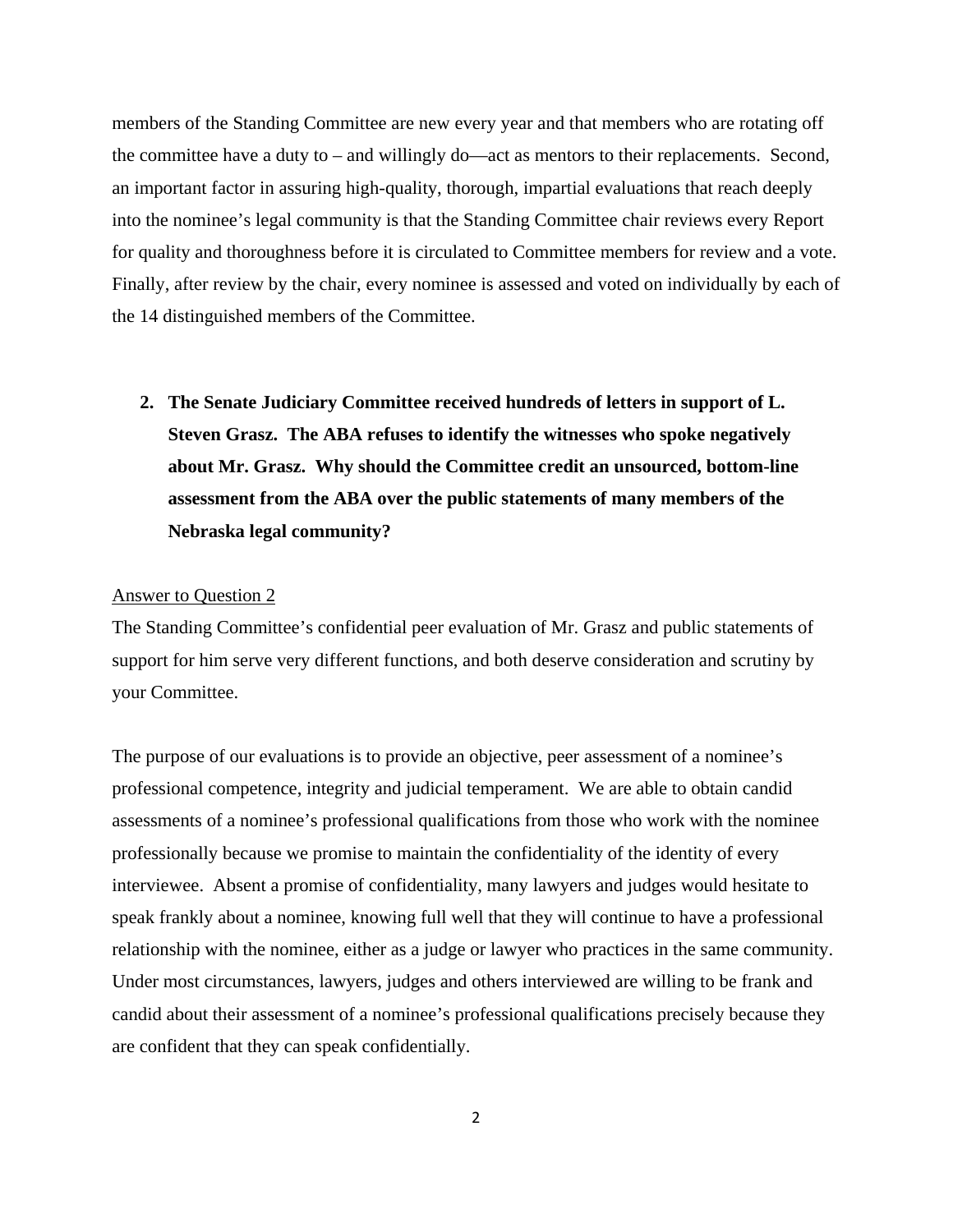members of the Standing Committee are new every year and that members who are rotating off the committee have a duty to – and willingly do—act as mentors to their replacements. Second, an important factor in assuring high-quality, thorough, impartial evaluations that reach deeply into the nominee's legal community is that the Standing Committee chair reviews every Report for quality and thoroughness before it is circulated to Committee members for review and a vote. Finally, after review by the chair, every nominee is assessed and voted on individually by each of the 14 distinguished members of the Committee.

2. **The Senate Judiciary Committee received hundreds of letters in support of L. Steven Grasz. The ABA refuses to identify the witnesses who spoke negatively about Mr. Grasz. Why should the Committee credit an unsourced, bottom-line assessment from the ABA over the public statements of many members of the Nebraska legal community?**

Answer to Question 2

The Standing Committee's confidential peer evaluation of Mr. Grasz and public statements of support for him serve very different functions, and both deserve consideration and scrutiny by your Committee.

The purpose of our evaluations is to provide an objective, peer assessment of a nominee's professional competence, integrity and judicial temperament. We are able to obtain candid assessments of a nominee's professional qualifications from those who work with the nominee professionally because we promise to maintain the confidentiality of the identity of every interviewee. Absent a promise of confidentiality, many lawyers and judges would hesitate to speak frankly about a nominee, knowing full well that they will continue to have a professional relationship with the nominee, either as a judge or lawyer who practices in the same community. Under most circumstances, lawyers, judges and others interviewed are willing to be frank and candid about their assessment of a nominee's professional qualifications precisely because they are confident that they can speak confidentially.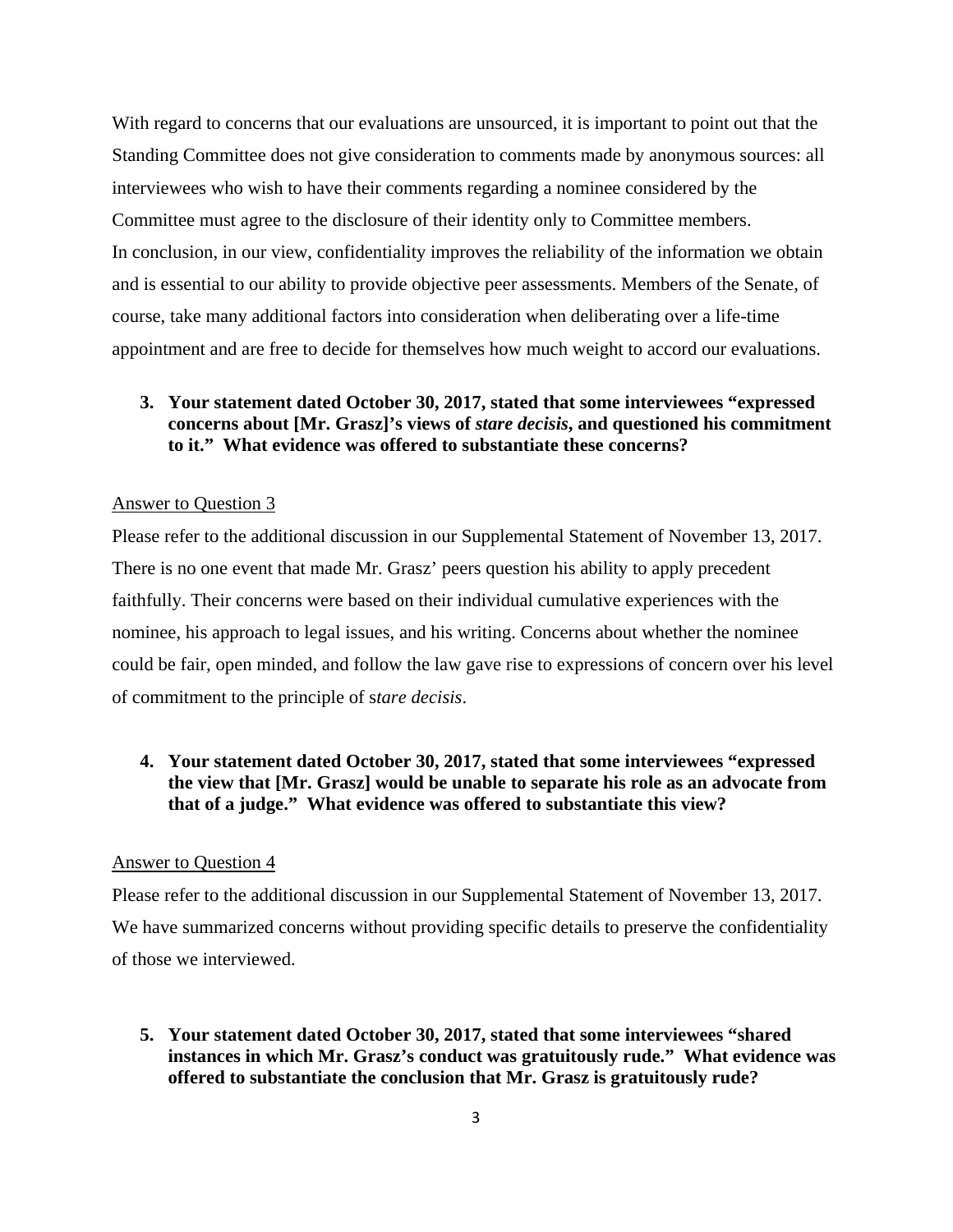With regard to concerns that our evaluations are unsourced, it is important to point out that the Standing Committee does not give consideration to comments made by anonymous sources: all interviewees who wish to have their comments regarding a nominee considered by the Committee must agree to the disclosure of their identity only to Committee members.
In conclusion, in our view, confidentiality improves the reliability of the information we obtain and is essential to our ability to provide objective peer assessments. Members of the Senate, of course, take many additional factors into consideration when deliberating over a life-time appointment and are free to decide for themselves how much weight to accord our evaluations.

**3. Your statement dated October 30, 2017, stated that some interviewees "expressed concerns about [Mr. Grasz]'s views of *stare decisis*, and questioned his commitment to it." What evidence was offered to substantiate these concerns?**

<u>Answer to Question 3</u>

Please refer to the additional discussion in our Supplemental Statement of November 13, 2017. There is no one event that made Mr. Grasz' peers question his ability to apply precedent faithfully. Their concerns were based on their individual cumulative experiences with the nominee, his approach to legal issues, and his writing. Concerns about whether the nominee could be fair, open minded, and follow the law gave rise to expressions of concern over his level of commitment to the principle of s*tare decisis*.

**4. Your statement dated October 30, 2017, stated that some interviewees "expressed the view that [Mr. Grasz] would be unable to separate his role as an advocate from that of a judge." What evidence was offered to substantiate this view?**

<u>Answer to Question 4</u>

Please refer to the additional discussion in our Supplemental Statement of November 13, 2017. We have summarized concerns without providing specific details to preserve the confidentiality of those we interviewed.

**5. Your statement dated October 30, 2017, stated that some interviewees "shared instances in which Mr. Grasz's conduct was gratuitously rude." What evidence was offered to substantiate the conclusion that Mr. Grasz is gratuitously rude?**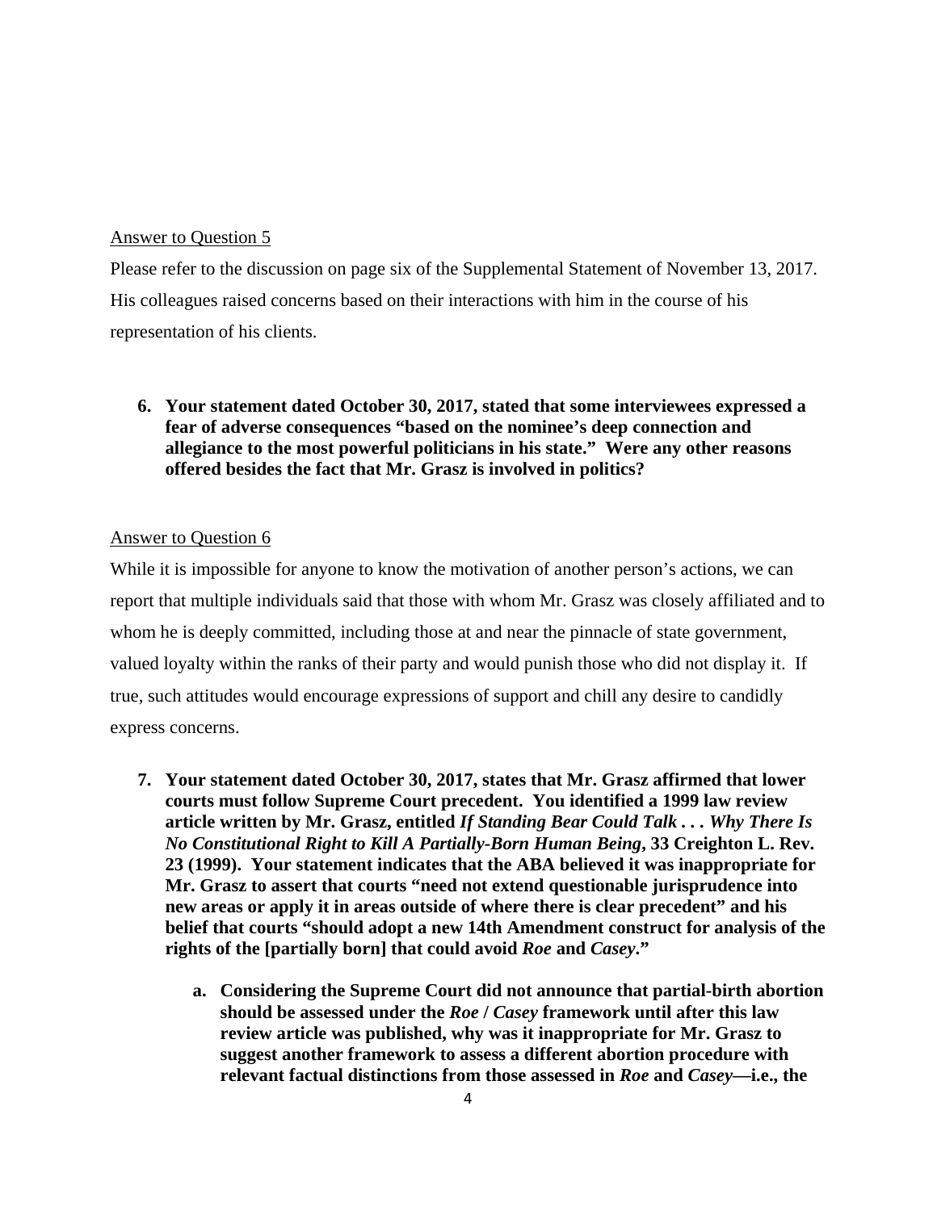Answer to Question 5

Please refer to the discussion on page six of the Supplemental Statement of November 13, 2017. His colleagues raised concerns based on their interactions with him in the course of his representation of his clients.

6. **Your statement dated October 30, 2017, stated that some interviewees expressed a fear of adverse consequences "based on the nominee's deep connection and allegiance to the most powerful politicians in his state." Were any other reasons offered besides the fact that Mr. Grasz is involved in politics?**

Answer to Question 6

While it is impossible for anyone to know the motivation of another person's actions, we can report that multiple individuals said that those with whom Mr. Grasz was closely affiliated and to whom he is deeply committed, including those at and near the pinnacle of state government, valued loyalty within the ranks of their party and would punish those who did not display it. If true, such attitudes would encourage expressions of support and chill any desire to candidly express concerns.

7. **Your statement dated October 30, 2017, states that Mr. Grasz affirmed that lower courts must follow Supreme Court precedent. You identified a 1999 law review article written by Mr. Grasz, entitled *If Standing Bear Could Talk . . . Why There Is No Constitutional Right to Kill A Partially-Born Human Being*, 33 Creighton L. Rev. 23 (1999). Your statement indicates that the ABA believed it was inappropriate for Mr. Grasz to assert that courts "need not extend questionable jurisprudence into new areas or apply it in areas outside of where there is clear precedent" and his belief that courts "should adopt a new 14th Amendment construct for analysis of the rights of the [partially born] that could avoid *Roe* and *Casey*."**

   a. **Considering the Supreme Court did not announce that partial-birth abortion should be assessed under the *Roe* / *Casey* framework until after this law review article was published, why was it inappropriate for Mr. Grasz to suggest another framework to assess a different abortion procedure with relevant factual distinctions from those assessed in *Roe* and *Casey*—i.e., the**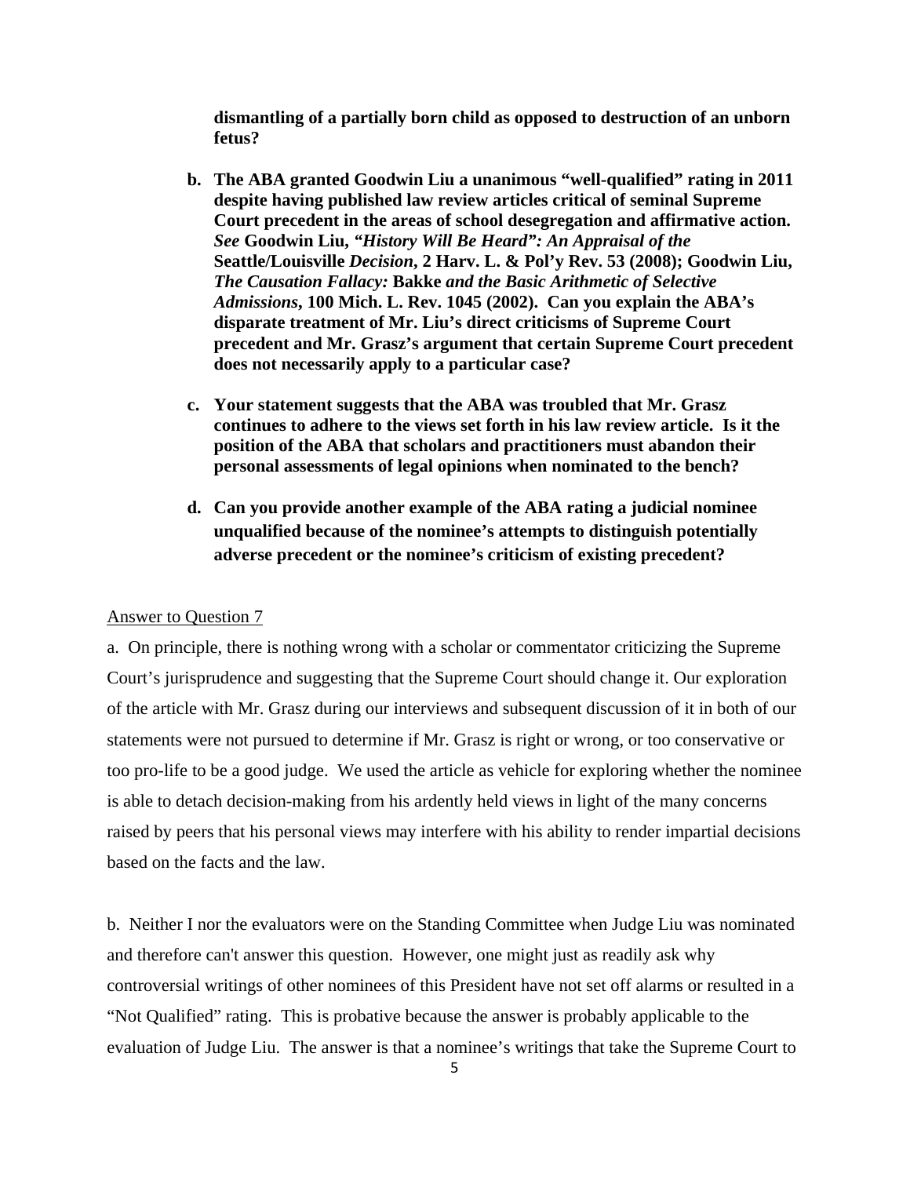**dismantling of a partially born child as opposed to destruction of an unborn fetus?**

**b. The ABA granted Goodwin Liu a unanimous "well-qualified" rating in 2011 despite having published law review articles critical of seminal Supreme Court precedent in the areas of school desegregation and affirmative action. *See* Goodwin Liu, *"History Will Be Heard": An Appraisal of the* Seattle/Louisville *Decision*, 2 Harv. L. & Pol'y Rev. 53 (2008); Goodwin Liu, *The Causation Fallacy:* Bakke *and the Basic Arithmetic of Selective Admissions*, 100 Mich. L. Rev. 1045 (2002). Can you explain the ABA's disparate treatment of Mr. Liu's direct criticisms of Supreme Court precedent and Mr. Grasz's argument that certain Supreme Court precedent does not necessarily apply to a particular case?**

**c. Your statement suggests that the ABA was troubled that Mr. Grasz continues to adhere to the views set forth in his law review article. Is it the position of the ABA that scholars and practitioners must abandon their personal assessments of legal opinions when nominated to the bench?**

**d. Can you provide another example of the ABA rating a judicial nominee unqualified because of the nominee's attempts to distinguish potentially adverse precedent or the nominee's criticism of existing precedent?**

<u>Answer to Question 7</u>

a. On principle, there is nothing wrong with a scholar or commentator criticizing the Supreme Court's jurisprudence and suggesting that the Supreme Court should change it. Our exploration of the article with Mr. Grasz during our interviews and subsequent discussion of it in both of our statements were not pursued to determine if Mr. Grasz is right or wrong, or too conservative or too pro-life to be a good judge. We used the article as vehicle for exploring whether the nominee is able to detach decision-making from his ardently held views in light of the many concerns raised by peers that his personal views may interfere with his ability to render impartial decisions based on the facts and the law.

b. Neither I nor the evaluators were on the Standing Committee when Judge Liu was nominated and therefore can't answer this question. However, one might just as readily ask why controversial writings of other nominees of this President have not set off alarms or resulted in a "Not Qualified" rating. This is probative because the answer is probably applicable to the evaluation of Judge Liu. The answer is that a nominee's writings that take the Supreme Court to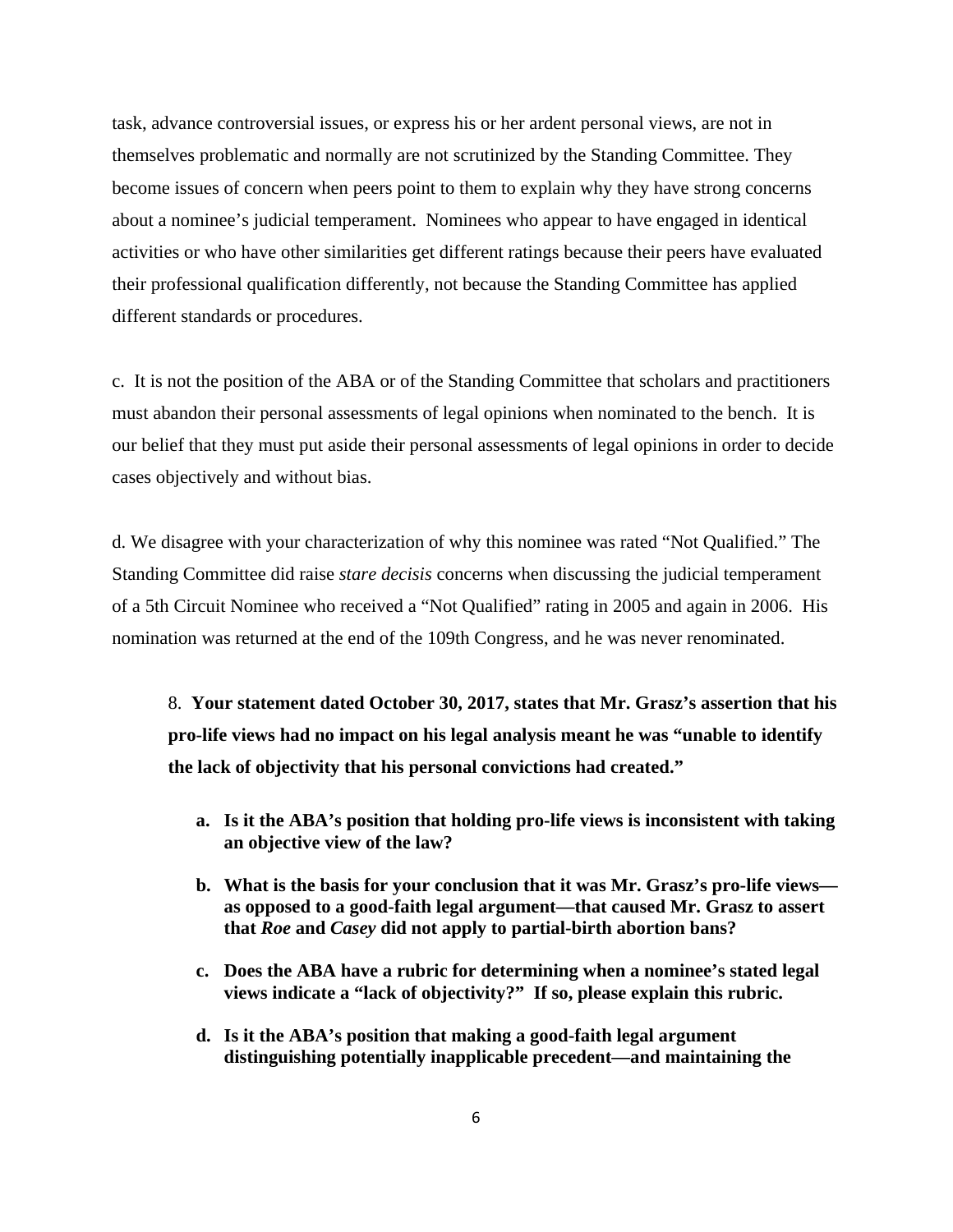task, advance controversial issues, or express his or her ardent personal views, are not in themselves problematic and normally are not scrutinized by the Standing Committee. They become issues of concern when peers point to them to explain why they have strong concerns about a nominee's judicial temperament. Nominees who appear to have engaged in identical activities or who have other similarities get different ratings because their peers have evaluated their professional qualification differently, not because the Standing Committee has applied different standards or procedures.

c. It is not the position of the ABA or of the Standing Committee that scholars and practitioners must abandon their personal assessments of legal opinions when nominated to the bench. It is our belief that they must put aside their personal assessments of legal opinions in order to decide cases objectively and without bias.

d. We disagree with your characterization of why this nominee was rated "Not Qualified." The Standing Committee did raise *stare decisis* concerns when discussing the judicial temperament of a 5th Circuit Nominee who received a "Not Qualified" rating in 2005 and again in 2006. His nomination was returned at the end of the 109th Congress, and he was never renominated.

8. **Your statement dated October 30, 2017, states that Mr. Grasz's assertion that his pro-life views had no impact on his legal analysis meant he was "unable to identify the lack of objectivity that his personal convictions had created."**

a. **Is it the ABA's position that holding pro-life views is inconsistent with taking an objective view of the law?**

b. **What is the basis for your conclusion that it was Mr. Grasz's pro-life views—as opposed to a good-faith legal argument—that caused Mr. Grasz to assert that *Roe* and *Casey* did not apply to partial-birth abortion bans?**

c. **Does the ABA have a rubric for determining when a nominee's stated legal views indicate a "lack of objectivity?" If so, please explain this rubric.**

d. **Is it the ABA's position that making a good-faith legal argument distinguishing potentially inapplicable precedent—and maintaining the**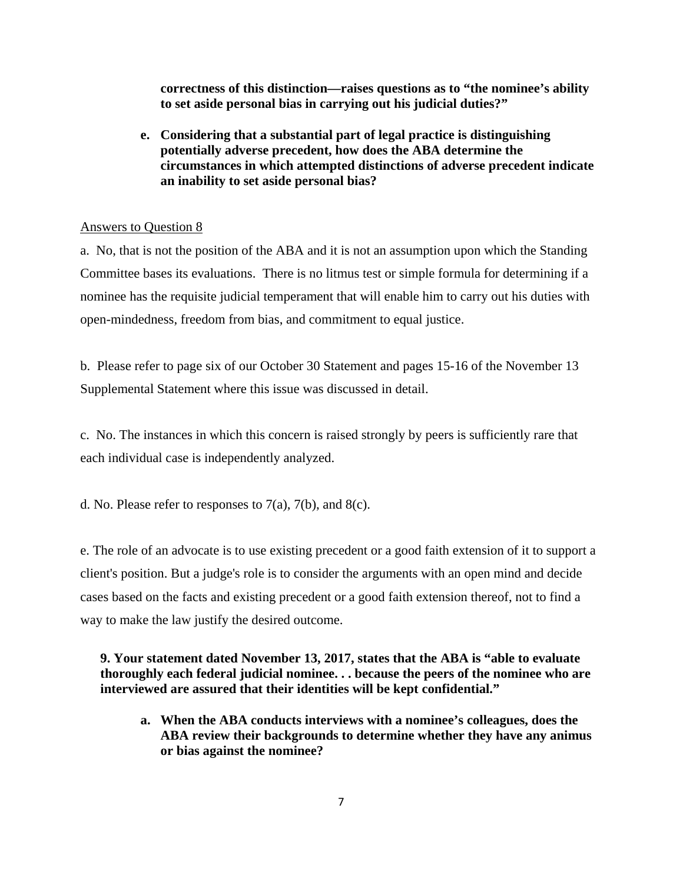**correctness of this distinction—raises questions as to "the nominee's ability to set aside personal bias in carrying out his judicial duties?"**

**e. Considering that a substantial part of legal practice is distinguishing potentially adverse precedent, how does the ABA determine the circumstances in which attempted distinctions of adverse precedent indicate an inability to set aside personal bias?**

Answers to Question 8

a. No, that is not the position of the ABA and it is not an assumption upon which the Standing Committee bases its evaluations. There is no litmus test or simple formula for determining if a nominee has the requisite judicial temperament that will enable him to carry out his duties with open-mindedness, freedom from bias, and commitment to equal justice.

b. Please refer to page six of our October 30 Statement and pages 15-16 of the November 13 Supplemental Statement where this issue was discussed in detail.

c. No. The instances in which this concern is raised strongly by peers is sufficiently rare that each individual case is independently analyzed.

d. No. Please refer to responses to 7(a), 7(b), and 8(c).

e. The role of an advocate is to use existing precedent or a good faith extension of it to support a client's position. But a judge's role is to consider the arguments with an open mind and decide cases based on the facts and existing precedent or a good faith extension thereof, not to find a way to make the law justify the desired outcome.

**9. Your statement dated November 13, 2017, states that the ABA is "able to evaluate thoroughly each federal judicial nominee. . . because the peers of the nominee who are interviewed are assured that their identities will be kept confidential."**

**a. When the ABA conducts interviews with a nominee's colleagues, does the ABA review their backgrounds to determine whether they have any animus or bias against the nominee?**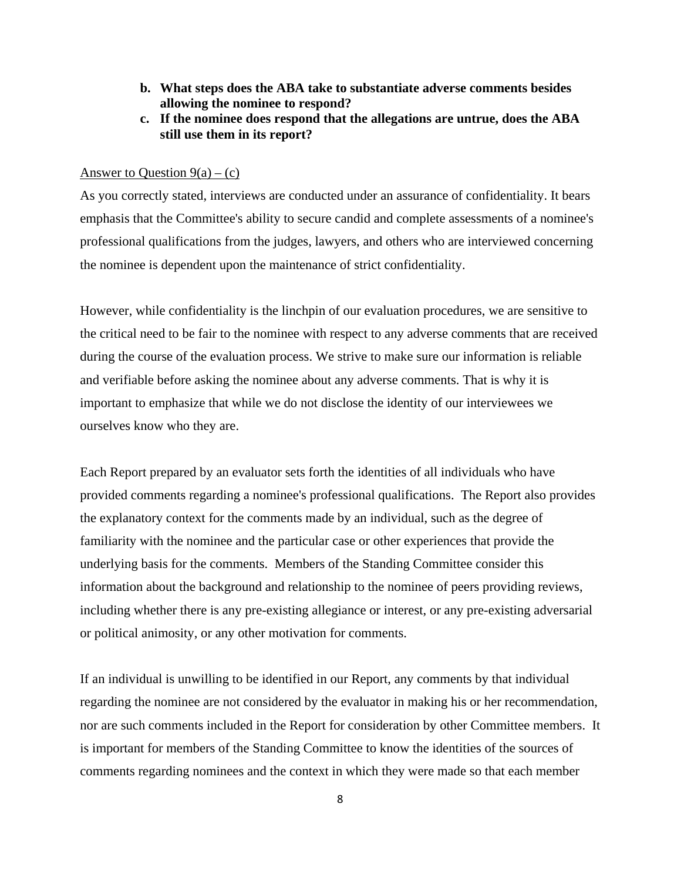b. **What steps does the ABA take to substantiate adverse comments besides allowing the nominee to respond?**

c. **If the nominee does respond that the allegations are untrue, does the ABA still use them in its report?**

<u>Answer to Question 9(a) – (c)</u>

As you correctly stated, interviews are conducted under an assurance of confidentiality. It bears emphasis that the Committee's ability to secure candid and complete assessments of a nominee's professional qualifications from the judges, lawyers, and others who are interviewed concerning the nominee is dependent upon the maintenance of strict confidentiality.

However, while confidentiality is the linchpin of our evaluation procedures, we are sensitive to the critical need to be fair to the nominee with respect to any adverse comments that are received during the course of the evaluation process. We strive to make sure our information is reliable and verifiable before asking the nominee about any adverse comments. That is why it is important to emphasize that while we do not disclose the identity of our interviewees we ourselves know who they are.

Each Report prepared by an evaluator sets forth the identities of all individuals who have provided comments regarding a nominee's professional qualifications. The Report also provides the explanatory context for the comments made by an individual, such as the degree of familiarity with the nominee and the particular case or other experiences that provide the underlying basis for the comments. Members of the Standing Committee consider this information about the background and relationship to the nominee of peers providing reviews, including whether there is any pre-existing allegiance or interest, or any pre-existing adversarial or political animosity, or any other motivation for comments.

If an individual is unwilling to be identified in our Report, any comments by that individual regarding the nominee are not considered by the evaluator in making his or her recommendation, nor are such comments included in the Report for consideration by other Committee members. It is important for members of the Standing Committee to know the identities of the sources of comments regarding nominees and the context in which they were made so that each member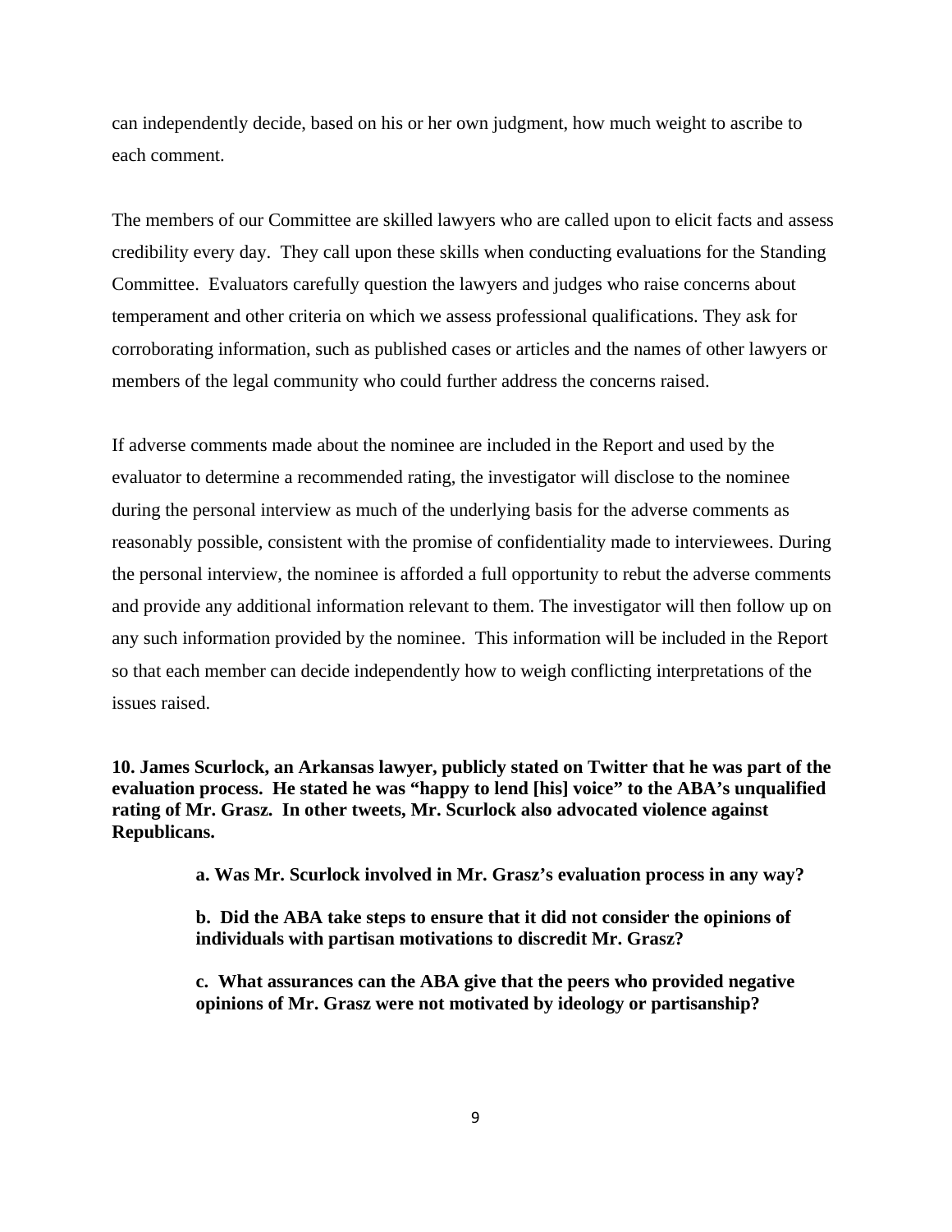can independently decide, based on his or her own judgment, how much weight to ascribe to each comment.

The members of our Committee are skilled lawyers who are called upon to elicit facts and assess credibility every day. They call upon these skills when conducting evaluations for the Standing Committee. Evaluators carefully question the lawyers and judges who raise concerns about temperament and other criteria on which we assess professional qualifications. They ask for corroborating information, such as published cases or articles and the names of other lawyers or members of the legal community who could further address the concerns raised.

If adverse comments made about the nominee are included in the Report and used by the evaluator to determine a recommended rating, the investigator will disclose to the nominee during the personal interview as much of the underlying basis for the adverse comments as reasonably possible, consistent with the promise of confidentiality made to interviewees. During the personal interview, the nominee is afforded a full opportunity to rebut the adverse comments and provide any additional information relevant to them. The investigator will then follow up on any such information provided by the nominee. This information will be included in the Report so that each member can decide independently how to weigh conflicting interpretations of the issues raised.

**10. James Scurlock, an Arkansas lawyer, publicly stated on Twitter that he was part of the evaluation process. He stated he was "happy to lend [his] voice" to the ABA's unqualified rating of Mr. Grasz. In other tweets, Mr. Scurlock also advocated violence against Republicans.**

> **a. Was Mr. Scurlock involved in Mr. Grasz's evaluation process in any way?**
>
> **b. Did the ABA take steps to ensure that it did not consider the opinions of individuals with partisan motivations to discredit Mr. Grasz?**
>
> **c. What assurances can the ABA give that the peers who provided negative opinions of Mr. Grasz were not motivated by ideology or partisanship?**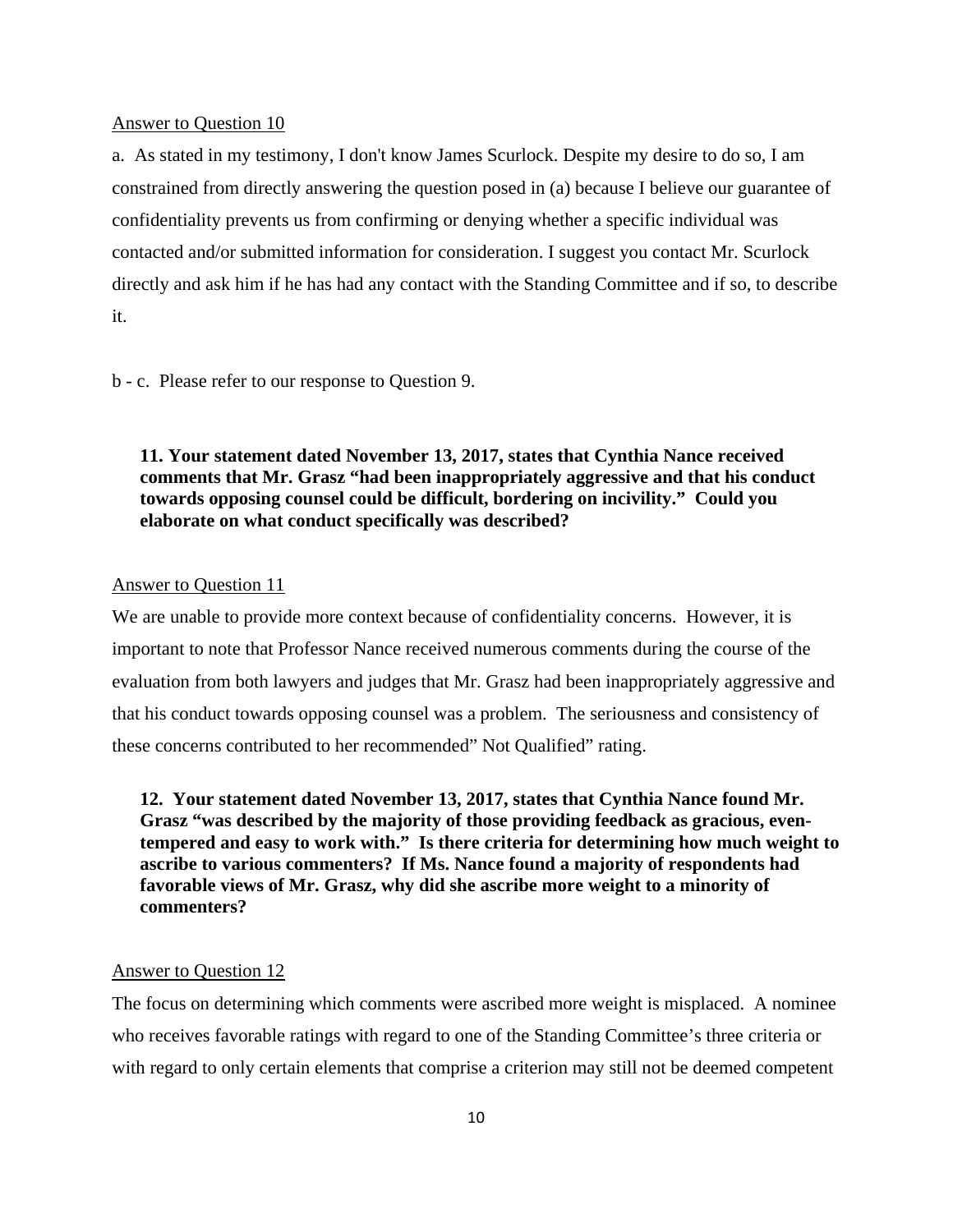Answer to Question 10

a. As stated in my testimony, I don't know James Scurlock. Despite my desire to do so, I am constrained from directly answering the question posed in (a) because I believe our guarantee of confidentiality prevents us from confirming or denying whether a specific individual was contacted and/or submitted information for consideration. I suggest you contact Mr. Scurlock directly and ask him if he has had any contact with the Standing Committee and if so, to describe it.

b - c. Please refer to our response to Question 9.

**11. Your statement dated November 13, 2017, states that Cynthia Nance received comments that Mr. Grasz "had been inappropriately aggressive and that his conduct towards opposing counsel could be difficult, bordering on incivility." Could you elaborate on what conduct specifically was described?**

Answer to Question 11

We are unable to provide more context because of confidentiality concerns. However, it is important to note that Professor Nance received numerous comments during the course of the evaluation from both lawyers and judges that Mr. Grasz had been inappropriately aggressive and that his conduct towards opposing counsel was a problem. The seriousness and consistency of these concerns contributed to her recommended" Not Qualified" rating.

**12. Your statement dated November 13, 2017, states that Cynthia Nance found Mr. Grasz "was described by the majority of those providing feedback as gracious, even-tempered and easy to work with." Is there criteria for determining how much weight to ascribe to various commenters? If Ms. Nance found a majority of respondents had favorable views of Mr. Grasz, why did she ascribe more weight to a minority of commenters?**

Answer to Question 12

The focus on determining which comments were ascribed more weight is misplaced. A nominee who receives favorable ratings with regard to one of the Standing Committee's three criteria or with regard to only certain elements that comprise a criterion may still not be deemed competent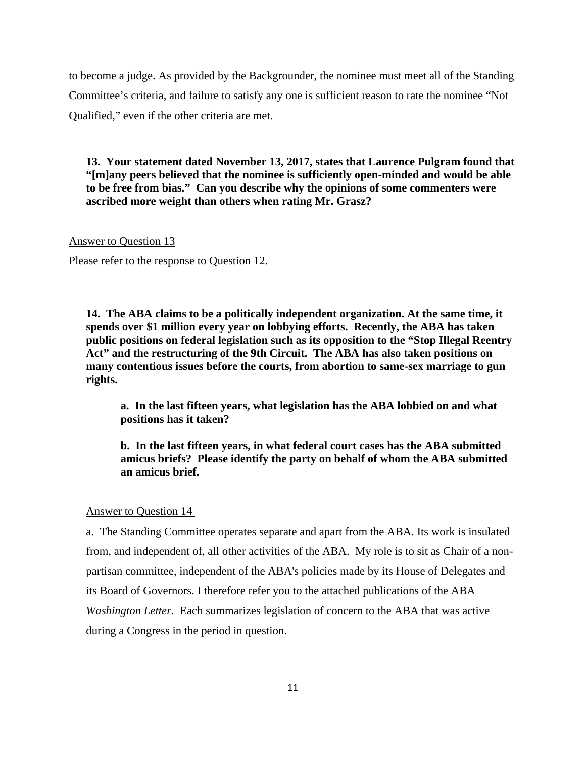to become a judge. As provided by the Backgrounder, the nominee must meet all of the Standing Committee's criteria, and failure to satisfy any one is sufficient reason to rate the nominee "Not Qualified," even if the other criteria are met.

**13. Your statement dated November 13, 2017, states that Laurence Pulgram found that "[m]any peers believed that the nominee is sufficiently open-minded and would be able to be free from bias." Can you describe why the opinions of some commenters were ascribed more weight than others when rating Mr. Grasz?**

Answer to Question 13

Please refer to the response to Question 12.

**14. The ABA claims to be a politically independent organization. At the same time, it spends over $1 million every year on lobbying efforts. Recently, the ABA has taken public positions on federal legislation such as its opposition to the "Stop Illegal Reentry Act" and the restructuring of the 9th Circuit. The ABA has also taken positions on many contentious issues before the courts, from abortion to same-sex marriage to gun rights.**

> **a. In the last fifteen years, what legislation has the ABA lobbied on and what positions has it taken?**
>
> **b. In the last fifteen years, in what federal court cases has the ABA submitted amicus briefs? Please identify the party on behalf of whom the ABA submitted an amicus brief.**

Answer to Question 14

a. The Standing Committee operates separate and apart from the ABA. Its work is insulated from, and independent of, all other activities of the ABA. My role is to sit as Chair of a non-partisan committee, independent of the ABA's policies made by its House of Delegates and its Board of Governors. I therefore refer you to the attached publications of the ABA *Washington Letter*. Each summarizes legislation of concern to the ABA that was active during a Congress in the period in question.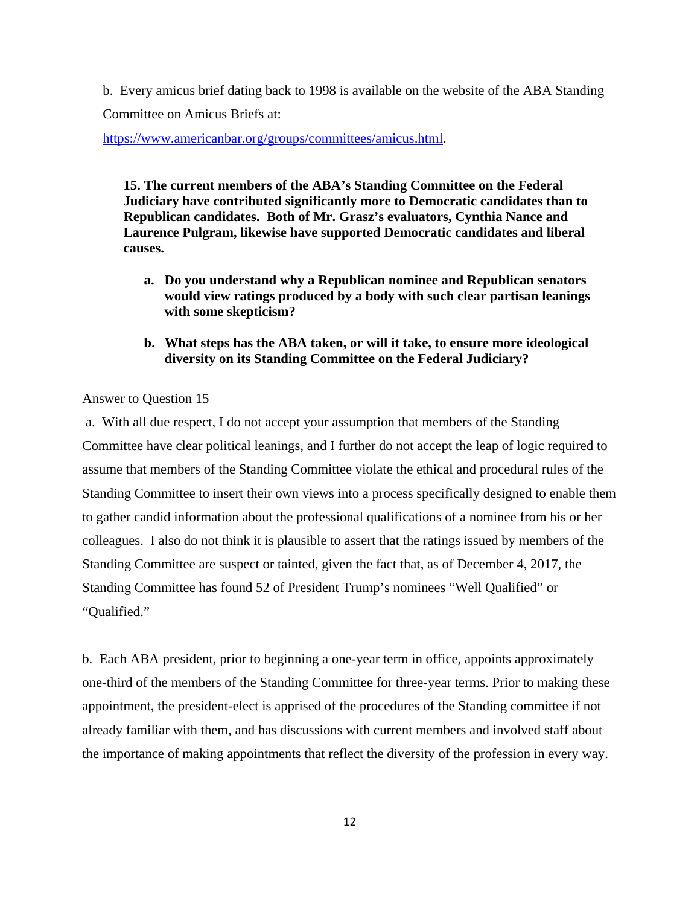b. Every amicus brief dating back to 1998 is available on the website of the ABA Standing Committee on Amicus Briefs at:

https://www.americanbar.org/groups/committees/amicus.html.

**15. The current members of the ABA's Standing Committee on the Federal Judiciary have contributed significantly more to Democratic candidates than to Republican candidates. Both of Mr. Grasz's evaluators, Cynthia Nance and Laurence Pulgram, likewise have supported Democratic candidates and liberal causes.**

**a. Do you understand why a Republican nominee and Republican senators would view ratings produced by a body with such clear partisan leanings with some skepticism?**

**b. What steps has the ABA taken, or will it take, to ensure more ideological diversity on its Standing Committee on the Federal Judiciary?**

Answer to Question 15

a. With all due respect, I do not accept your assumption that members of the Standing Committee have clear political leanings, and I further do not accept the leap of logic required to assume that members of the Standing Committee violate the ethical and procedural rules of the Standing Committee to insert their own views into a process specifically designed to enable them to gather candid information about the professional qualifications of a nominee from his or her colleagues. I also do not think it is plausible to assert that the ratings issued by members of the Standing Committee are suspect or tainted, given the fact that, as of December 4, 2017, the Standing Committee has found 52 of President Trump's nominees "Well Qualified" or "Qualified."

b. Each ABA president, prior to beginning a one-year term in office, appoints approximately one-third of the members of the Standing Committee for three-year terms. Prior to making these appointment, the president-elect is apprised of the procedures of the Standing committee if not already familiar with them, and has discussions with current members and involved staff about the importance of making appointments that reflect the diversity of the profession in every way.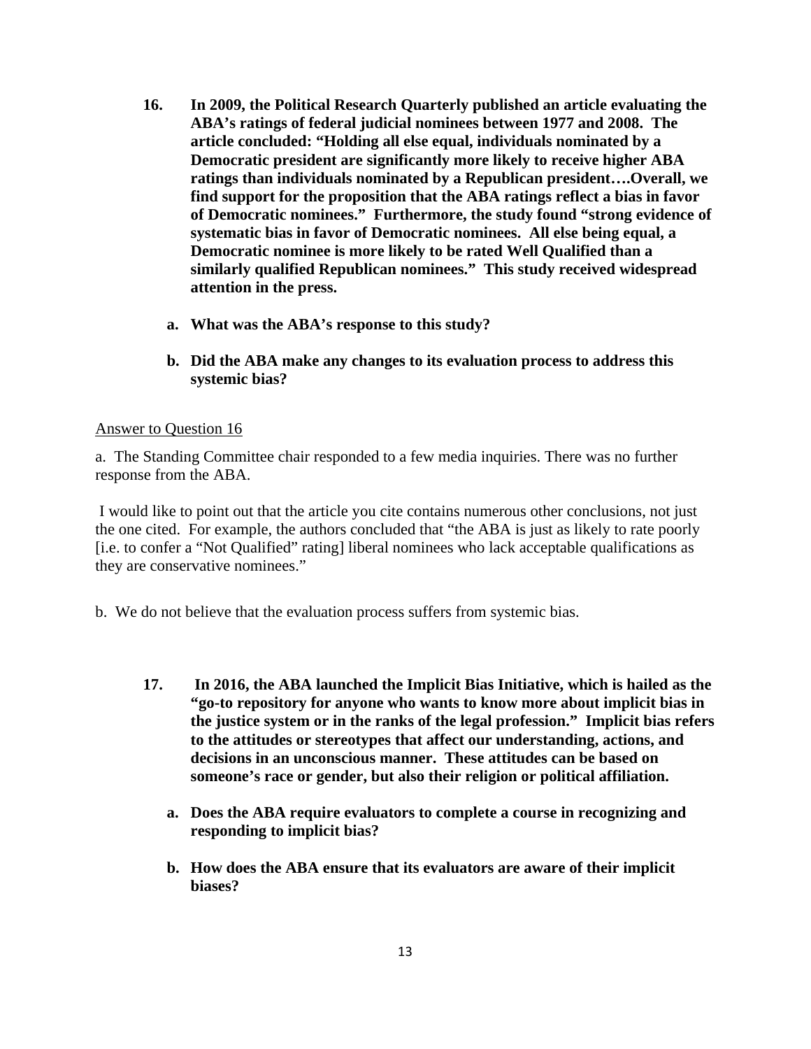**16. In 2009, the Political Research Quarterly published an article evaluating the ABA's ratings of federal judicial nominees between 1977 and 2008. The article concluded: "Holding all else equal, individuals nominated by a Democratic president are significantly more likely to receive higher ABA ratings than individuals nominated by a Republican president….Overall, we find support for the proposition that the ABA ratings reflect a bias in favor of Democratic nominees." Furthermore, the study found "strong evidence of systematic bias in favor of Democratic nominees. All else being equal, a Democratic nominee is more likely to be rated Well Qualified than a similarly qualified Republican nominees." This study received widespread attention in the press.**

   **a. What was the ABA's response to this study?**

   **b. Did the ABA make any changes to its evaluation process to address this systemic bias?**

<u>Answer to Question 16</u>

a. The Standing Committee chair responded to a few media inquiries. There was no further response from the ABA.

I would like to point out that the article you cite contains numerous other conclusions, not just the one cited. For example, the authors concluded that "the ABA is just as likely to rate poorly [i.e. to confer a "Not Qualified" rating] liberal nominees who lack acceptable qualifications as they are conservative nominees."

b. We do not believe that the evaluation process suffers from systemic bias.

**17. In 2016, the ABA launched the Implicit Bias Initiative, which is hailed as the "go-to repository for anyone who wants to know more about implicit bias in the justice system or in the ranks of the legal profession." Implicit bias refers to the attitudes or stereotypes that affect our understanding, actions, and decisions in an unconscious manner. These attitudes can be based on someone's race or gender, but also their religion or political affiliation.**

   **a. Does the ABA require evaluators to complete a course in recognizing and responding to implicit bias?**

   **b. How does the ABA ensure that its evaluators are aware of their implicit biases?**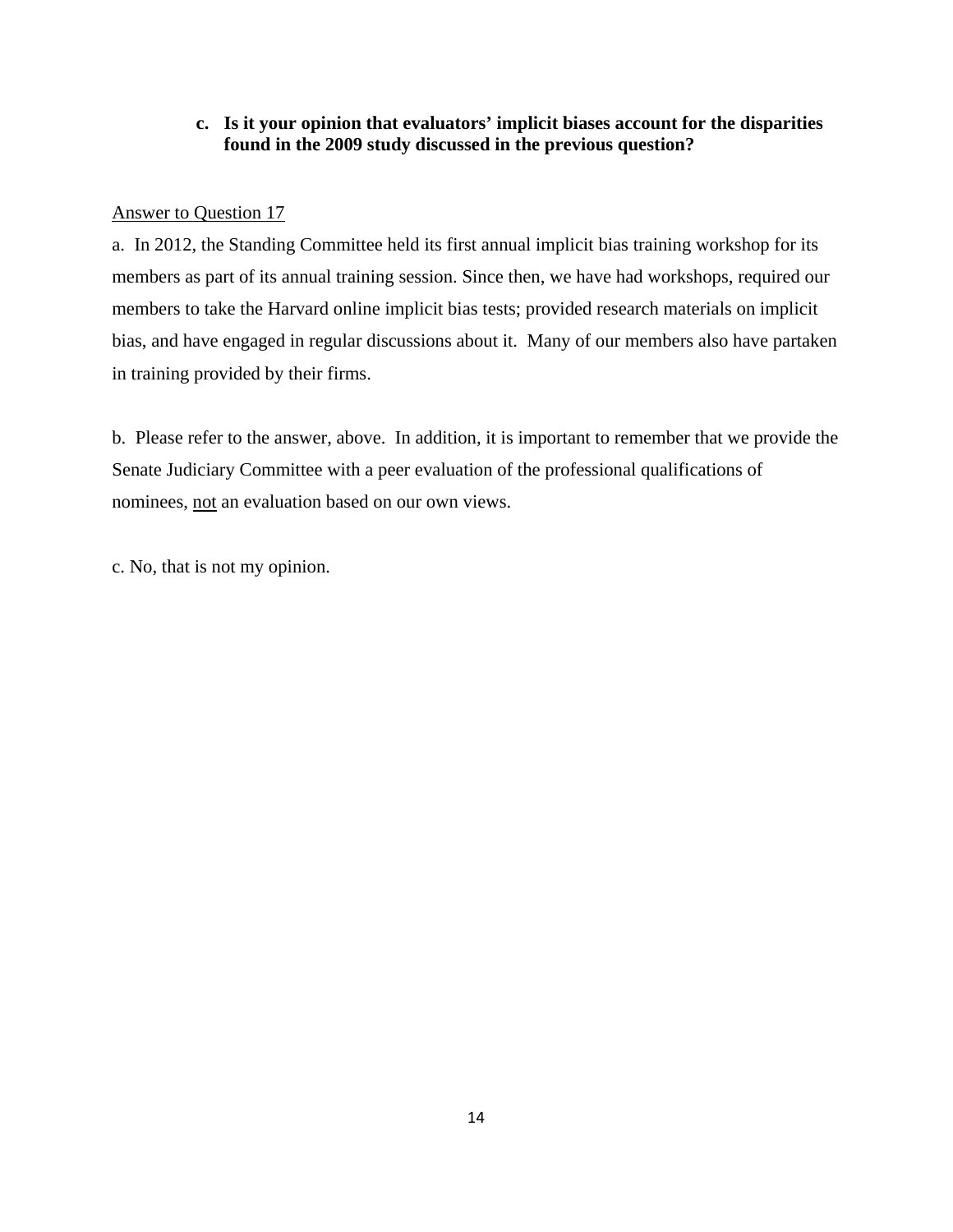**c. Is it your opinion that evaluators' implicit biases account for the disparities found in the 2009 study discussed in the previous question?**

<u>Answer to Question 17</u>

a. In 2012, the Standing Committee held its first annual implicit bias training workshop for its members as part of its annual training session. Since then, we have had workshops, required our members to take the Harvard online implicit bias tests; provided research materials on implicit bias, and have engaged in regular discussions about it. Many of our members also have partaken in training provided by their firms.

b. Please refer to the answer, above. In addition, it is important to remember that we provide the Senate Judiciary Committee with a peer evaluation of the professional qualifications of nominees, <u>not</u> an evaluation based on our own views.

c. No, that is not my opinion.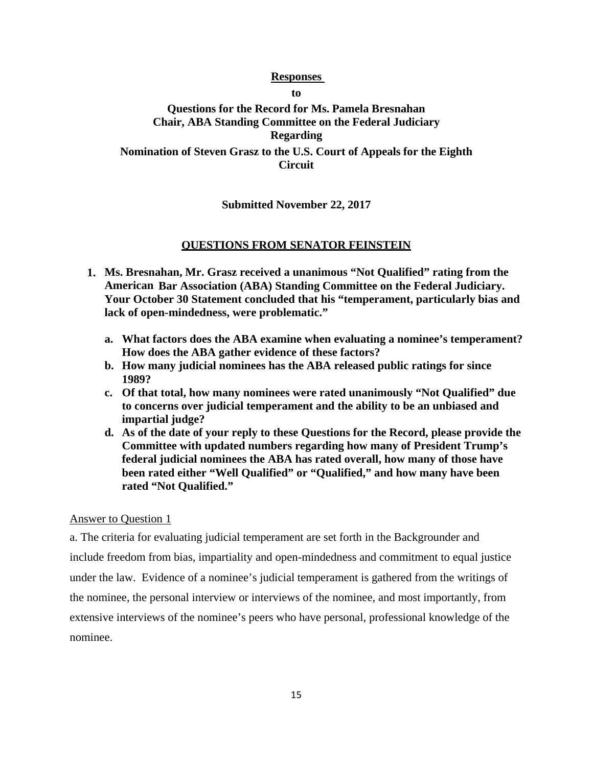**Responses**

**to**

**Questions for the Record for Ms. Pamela Bresnahan**
**Chair, ABA Standing Committee on the Federal Judiciary**
**Regarding**
**Nomination of Steven Grasz to the U.S. Court of Appeals for the Eighth Circuit**

**Submitted November 22, 2017**

## QUESTIONS FROM SENATOR FEINSTEIN

1. **Ms. Bresnahan, Mr. Grasz received a unanimous "Not Qualified" rating from the American Bar Association (ABA) Standing Committee on the Federal Judiciary. Your October 30 Statement concluded that his "temperament, particularly bias and lack of open-mindedness, were problematic."**

   a. **What factors does the ABA examine when evaluating a nominee's temperament? How does the ABA gather evidence of these factors?**
   b. **How many judicial nominees has the ABA released public ratings for since 1989?**
   c. **Of that total, how many nominees were rated unanimously "Not Qualified" due to concerns over judicial temperament and the ability to be an unbiased and impartial judge?**
   d. **As of the date of your reply to these Questions for the Record, please provide the Committee with updated numbers regarding how many of President Trump's federal judicial nominees the ABA has rated overall, how many of those have been rated either "Well Qualified" or "Qualified," and how many have been rated "Not Qualified."**

Answer to Question 1

a. The criteria for evaluating judicial temperament are set forth in the Backgrounder and include freedom from bias, impartiality and open-mindedness and commitment to equal justice under the law. Evidence of a nominee's judicial temperament is gathered from the writings of the nominee, the personal interview or interviews of the nominee, and most importantly, from extensive interviews of the nominee's peers who have personal, professional knowledge of the nominee.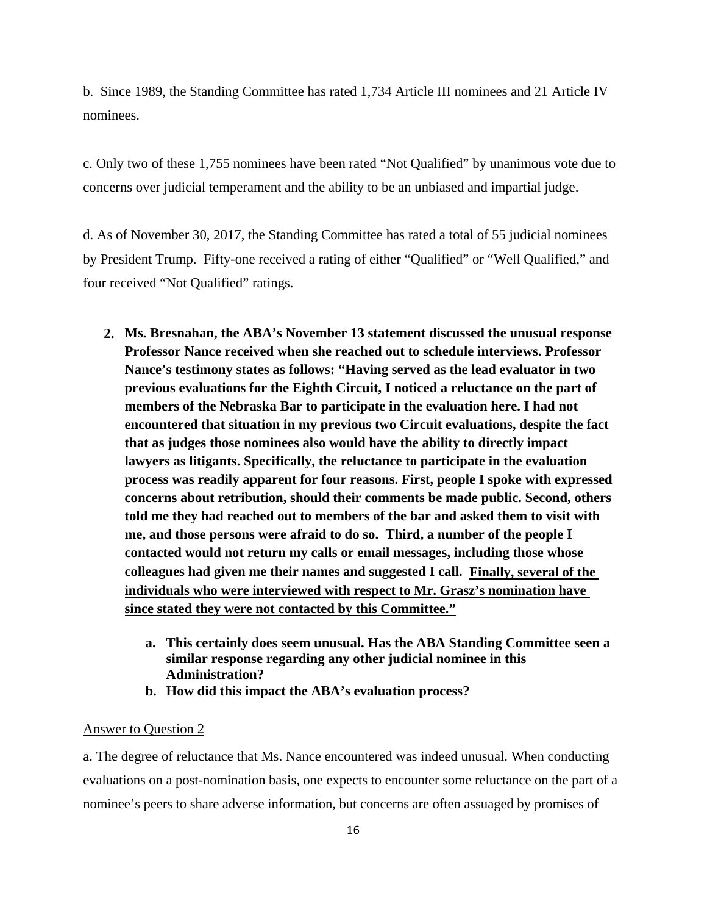b. Since 1989, the Standing Committee has rated 1,734 Article III nominees and 21 Article IV nominees.

c. Only two of these 1,755 nominees have been rated "Not Qualified" by unanimous vote due to concerns over judicial temperament and the ability to be an unbiased and impartial judge.

d. As of November 30, 2017, the Standing Committee has rated a total of 55 judicial nominees by President Trump. Fifty-one received a rating of either "Qualified" or "Well Qualified," and four received "Not Qualified" ratings.

**2. Ms. Bresnahan, the ABA's November 13 statement discussed the unusual response Professor Nance received when she reached out to schedule interviews. Professor Nance's testimony states as follows: "Having served as the lead evaluator in two previous evaluations for the Eighth Circuit, I noticed a reluctance on the part of members of the Nebraska Bar to participate in the evaluation here. I had not encountered that situation in my previous two Circuit evaluations, despite the fact that as judges those nominees also would have the ability to directly impact lawyers as litigants. Specifically, the reluctance to participate in the evaluation process was readily apparent for four reasons. First, people I spoke with expressed concerns about retribution, should their comments be made public. Second, others told me they had reached out to members of the bar and asked them to visit with me, and those persons were afraid to do so. Third, a number of the people I contacted would not return my calls or email messages, including those whose colleagues had given me their names and suggested I call. <u>Finally, several of the individuals who were interviewed with respect to Mr. Grasz's nomination have since stated they were not contacted by this Committee."</u>**

- **a. This certainly does seem unusual. Has the ABA Standing Committee seen a similar response regarding any other judicial nominee in this Administration?**
- **b. How did this impact the ABA's evaluation process?**

<u>Answer to Question 2</u>

a. The degree of reluctance that Ms. Nance encountered was indeed unusual. When conducting evaluations on a post-nomination basis, one expects to encounter some reluctance on the part of a nominee's peers to share adverse information, but concerns are often assuaged by promises of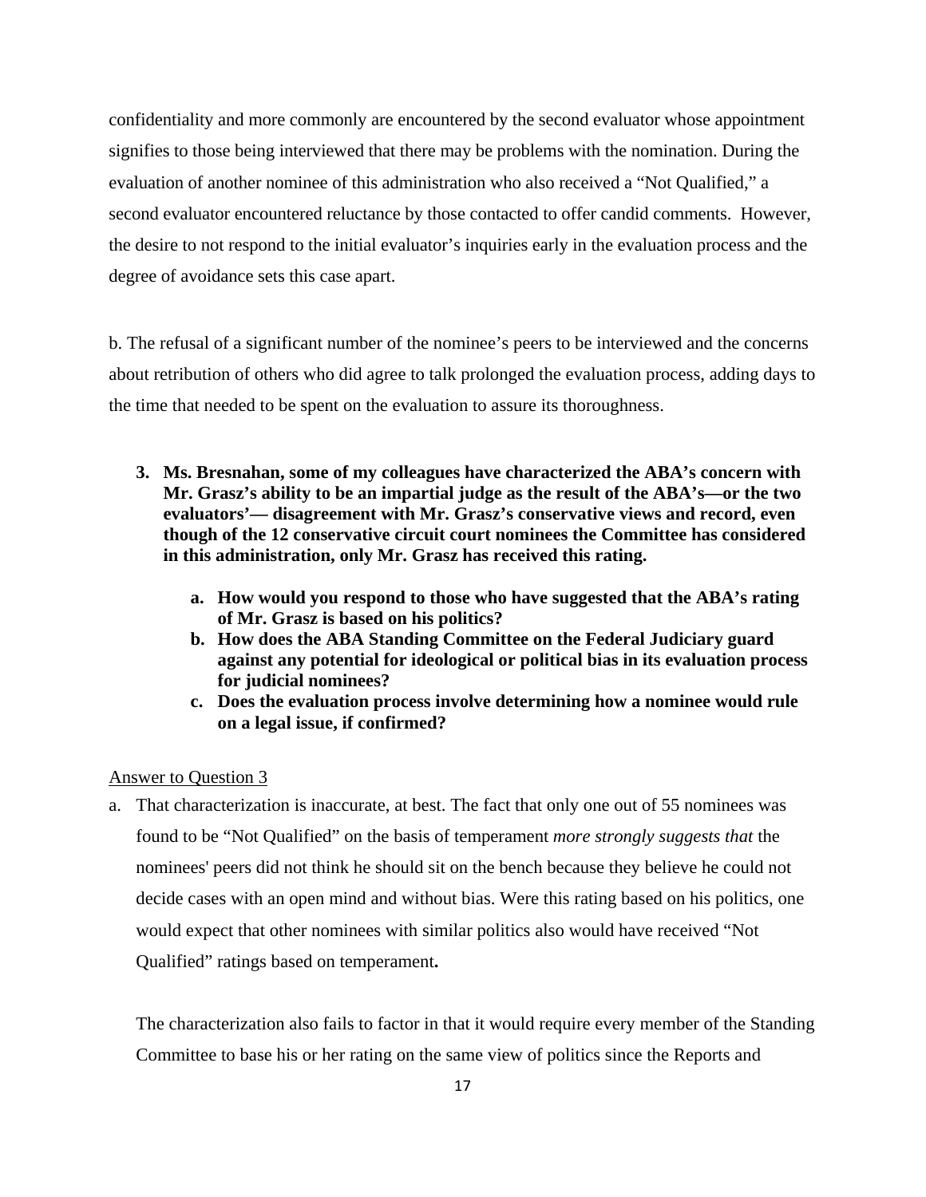confidentiality and more commonly are encountered by the second evaluator whose appointment signifies to those being interviewed that there may be problems with the nomination. During the evaluation of another nominee of this administration who also received a "Not Qualified," a second evaluator encountered reluctance by those contacted to offer candid comments. However, the desire to not respond to the initial evaluator's inquiries early in the evaluation process and the degree of avoidance sets this case apart.

b. The refusal of a significant number of the nominee's peers to be interviewed and the concerns about retribution of others who did agree to talk prolonged the evaluation process, adding days to the time that needed to be spent on the evaluation to assure its thoroughness.

3. **Ms. Bresnahan, some of my colleagues have characterized the ABA's concern with Mr. Grasz's ability to be an impartial judge as the result of the ABA's—or the two evaluators'— disagreement with Mr. Grasz's conservative views and record, even though of the 12 conservative circuit court nominees the Committee has considered in this administration, only Mr. Grasz has received this rating.**
    a. **How would you respond to those who have suggested that the ABA's rating of Mr. Grasz is based on his politics?**
    b. **How does the ABA Standing Committee on the Federal Judiciary guard against any potential for ideological or political bias in its evaluation process for judicial nominees?**
    c. **Does the evaluation process involve determining how a nominee would rule on a legal issue, if confirmed?**

<u>Answer to Question 3</u>

a. That characterization is inaccurate, at best. The fact that only one out of 55 nominees was found to be "Not Qualified" on the basis of temperament *more strongly suggests that* the nominees' peers did not think he should sit on the bench because they believe he could not decide cases with an open mind and without bias. Were this rating based on his politics, one would expect that other nominees with similar politics also would have received "Not Qualified" ratings based on temperament**.**

   The characterization also fails to factor in that it would require every member of the Standing Committee to base his or her rating on the same view of politics since the Reports and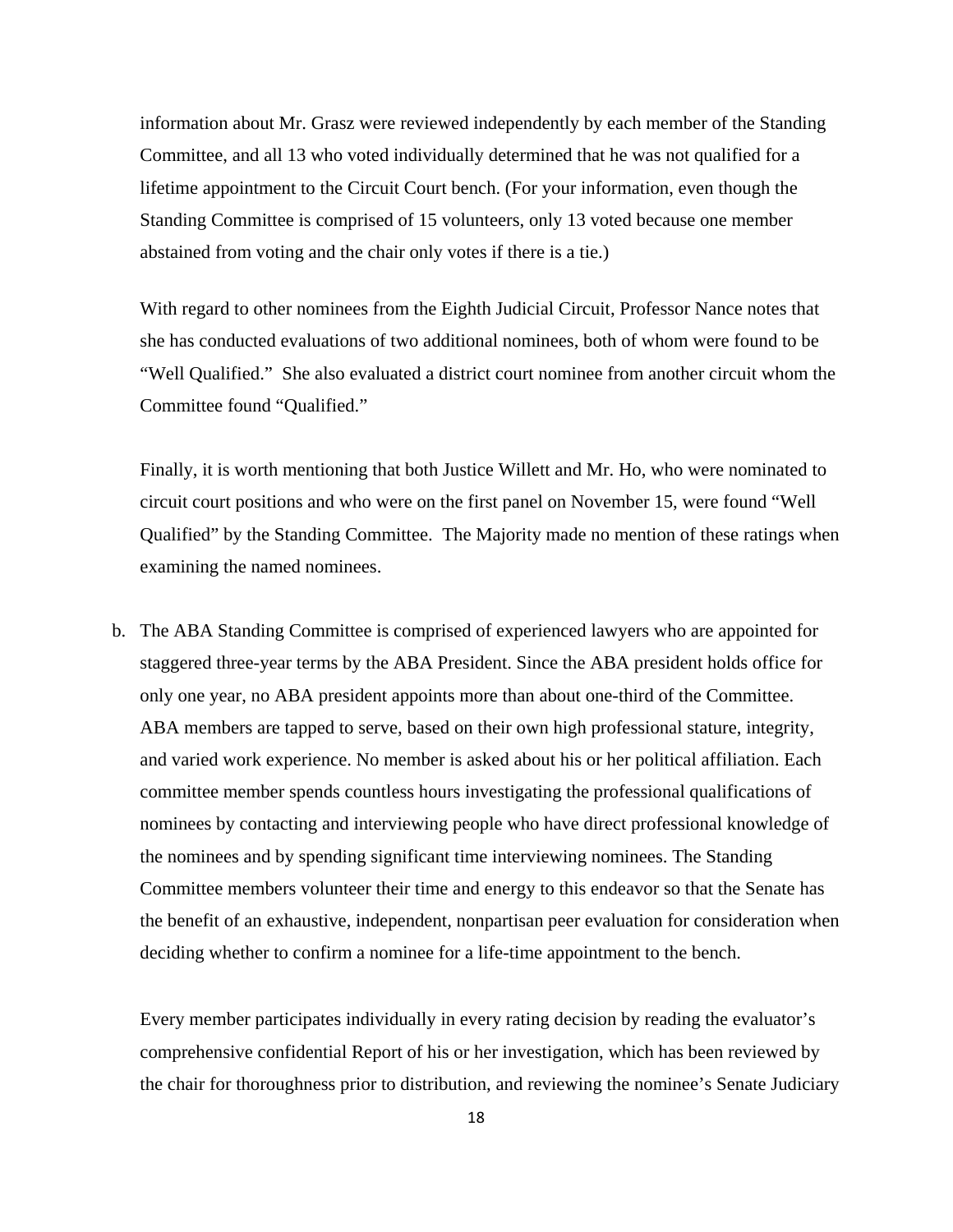information about Mr. Grasz were reviewed independently by each member of the Standing Committee, and all 13 who voted individually determined that he was not qualified for a lifetime appointment to the Circuit Court bench. (For your information, even though the Standing Committee is comprised of 15 volunteers, only 13 voted because one member abstained from voting and the chair only votes if there is a tie.)

With regard to other nominees from the Eighth Judicial Circuit, Professor Nance notes that she has conducted evaluations of two additional nominees, both of whom were found to be "Well Qualified." She also evaluated a district court nominee from another circuit whom the Committee found "Qualified."

Finally, it is worth mentioning that both Justice Willett and Mr. Ho, who were nominated to circuit court positions and who were on the first panel on November 15, were found "Well Qualified" by the Standing Committee. The Majority made no mention of these ratings when examining the named nominees.

b. The ABA Standing Committee is comprised of experienced lawyers who are appointed for staggered three-year terms by the ABA President. Since the ABA president holds office for only one year, no ABA president appoints more than about one-third of the Committee. ABA members are tapped to serve, based on their own high professional stature, integrity, and varied work experience. No member is asked about his or her political affiliation. Each committee member spends countless hours investigating the professional qualifications of nominees by contacting and interviewing people who have direct professional knowledge of the nominees and by spending significant time interviewing nominees. The Standing Committee members volunteer their time and energy to this endeavor so that the Senate has the benefit of an exhaustive, independent, nonpartisan peer evaluation for consideration when deciding whether to confirm a nominee for a life-time appointment to the bench.

   Every member participates individually in every rating decision by reading the evaluator's comprehensive confidential Report of his or her investigation, which has been reviewed by the chair for thoroughness prior to distribution, and reviewing the nominee's Senate Judiciary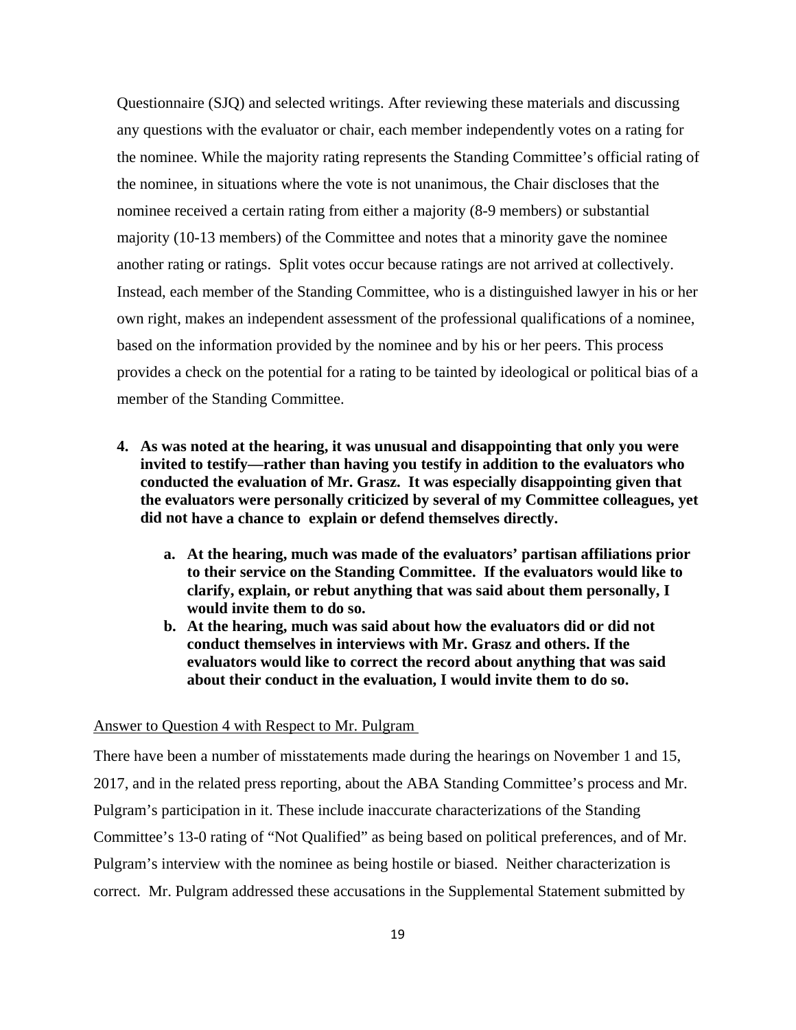Questionnaire (SJQ) and selected writings. After reviewing these materials and discussing any questions with the evaluator or chair, each member independently votes on a rating for the nominee. While the majority rating represents the Standing Committee's official rating of the nominee, in situations where the vote is not unanimous, the Chair discloses that the nominee received a certain rating from either a majority (8-9 members) or substantial majority (10-13 members) of the Committee and notes that a minority gave the nominee another rating or ratings. Split votes occur because ratings are not arrived at collectively. Instead, each member of the Standing Committee, who is a distinguished lawyer in his or her own right, makes an independent assessment of the professional qualifications of a nominee, based on the information provided by the nominee and by his or her peers. This process provides a check on the potential for a rating to be tainted by ideological or political bias of a member of the Standing Committee.

4. **As was noted at the hearing, it was unusual and disappointing that only you were invited to testify—rather than having you testify in addition to the evaluators who conducted the evaluation of Mr. Grasz. It was especially disappointing given that the evaluators were personally criticized by several of my Committee colleagues, yet did not have a chance to explain or defend themselves directly.**
   a. **At the hearing, much was made of the evaluators' partisan affiliations prior to their service on the Standing Committee. If the evaluators would like to clarify, explain, or rebut anything that was said about them personally, I would invite them to do so.**
   b. **At the hearing, much was said about how the evaluators did or did not conduct themselves in interviews with Mr. Grasz and others. If the evaluators would like to correct the record about anything that was said about their conduct in the evaluation, I would invite them to do so.**

Answer to Question 4 with Respect to Mr. Pulgram

There have been a number of misstatements made during the hearings on November 1 and 15, 2017, and in the related press reporting, about the ABA Standing Committee's process and Mr. Pulgram's participation in it. These include inaccurate characterizations of the Standing Committee's 13-0 rating of "Not Qualified" as being based on political preferences, and of Mr. Pulgram's interview with the nominee as being hostile or biased. Neither characterization is correct. Mr. Pulgram addressed these accusations in the Supplemental Statement submitted by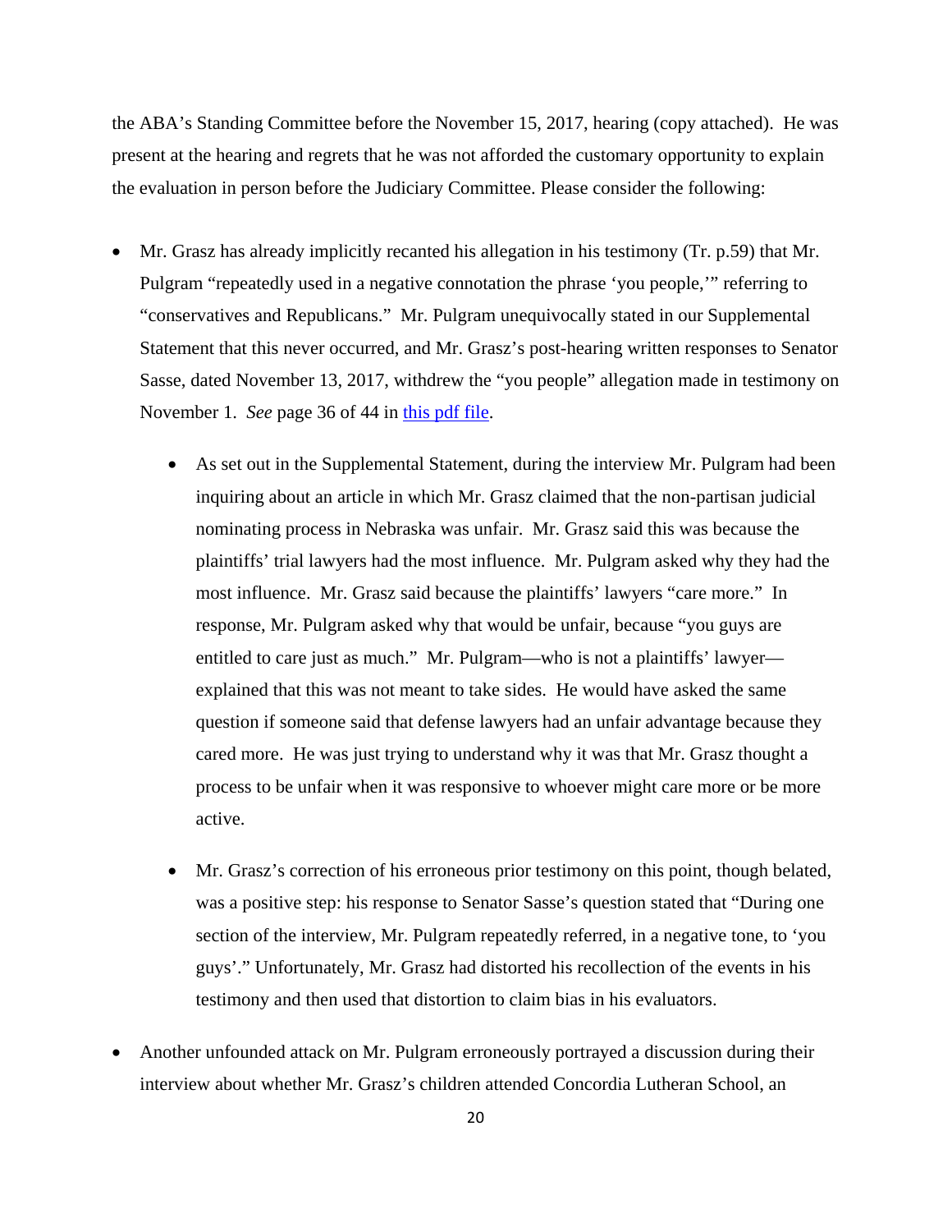the ABA's Standing Committee before the November 15, 2017, hearing (copy attached). He was present at the hearing and regrets that he was not afforded the customary opportunity to explain the evaluation in person before the Judiciary Committee. Please consider the following:

- Mr. Grasz has already implicitly recanted his allegation in his testimony (Tr. p.59) that Mr. Pulgram "repeatedly used in a negative connotation the phrase 'you people,'" referring to "conservatives and Republicans." Mr. Pulgram unequivocally stated in our Supplemental Statement that this never occurred, and Mr. Grasz's post-hearing written responses to Senator Sasse, dated November 13, 2017, withdrew the "you people" allegation made in testimony on November 1. *See* page 36 of 44 in this pdf file.

    - As set out in the Supplemental Statement, during the interview Mr. Pulgram had been inquiring about an article in which Mr. Grasz claimed that the non-partisan judicial nominating process in Nebraska was unfair. Mr. Grasz said this was because the plaintiffs' trial lawyers had the most influence. Mr. Pulgram asked why they had the most influence. Mr. Grasz said because the plaintiffs' lawyers "care more." In response, Mr. Pulgram asked why that would be unfair, because "you guys are entitled to care just as much." Mr. Pulgram—who is not a plaintiffs' lawyer—explained that this was not meant to take sides. He would have asked the same question if someone said that defense lawyers had an unfair advantage because they cared more. He was just trying to understand why it was that Mr. Grasz thought a process to be unfair when it was responsive to whoever might care more or be more active.

    - Mr. Grasz's correction of his erroneous prior testimony on this point, though belated, was a positive step: his response to Senator Sasse's question stated that "During one section of the interview, Mr. Pulgram repeatedly referred, in a negative tone, to 'you guys'." Unfortunately, Mr. Grasz had distorted his recollection of the events in his testimony and then used that distortion to claim bias in his evaluators.

- Another unfounded attack on Mr. Pulgram erroneously portrayed a discussion during their interview about whether Mr. Grasz's children attended Concordia Lutheran School, an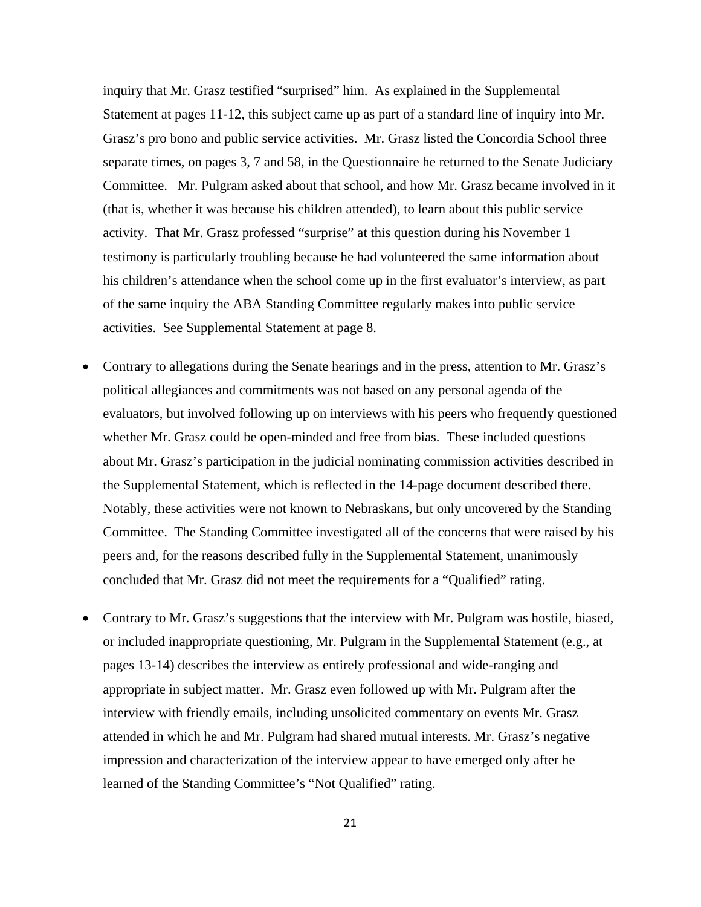inquiry that Mr. Grasz testified "surprised" him. As explained in the Supplemental Statement at pages 11-12, this subject came up as part of a standard line of inquiry into Mr. Grasz's pro bono and public service activities. Mr. Grasz listed the Concordia School three separate times, on pages 3, 7 and 58, in the Questionnaire he returned to the Senate Judiciary Committee. Mr. Pulgram asked about that school, and how Mr. Grasz became involved in it (that is, whether it was because his children attended), to learn about this public service activity. That Mr. Grasz professed "surprise" at this question during his November 1 testimony is particularly troubling because he had volunteered the same information about his children's attendance when the school come up in the first evaluator's interview, as part of the same inquiry the ABA Standing Committee regularly makes into public service activities. See Supplemental Statement at page 8.

- Contrary to allegations during the Senate hearings and in the press, attention to Mr. Grasz's political allegiances and commitments was not based on any personal agenda of the evaluators, but involved following up on interviews with his peers who frequently questioned whether Mr. Grasz could be open-minded and free from bias. These included questions about Mr. Grasz's participation in the judicial nominating commission activities described in the Supplemental Statement, which is reflected in the 14-page document described there. Notably, these activities were not known to Nebraskans, but only uncovered by the Standing Committee. The Standing Committee investigated all of the concerns that were raised by his peers and, for the reasons described fully in the Supplemental Statement, unanimously concluded that Mr. Grasz did not meet the requirements for a "Qualified" rating.

- Contrary to Mr. Grasz's suggestions that the interview with Mr. Pulgram was hostile, biased, or included inappropriate questioning, Mr. Pulgram in the Supplemental Statement (e.g., at pages 13-14) describes the interview as entirely professional and wide-ranging and appropriate in subject matter. Mr. Grasz even followed up with Mr. Pulgram after the interview with friendly emails, including unsolicited commentary on events Mr. Grasz attended in which he and Mr. Pulgram had shared mutual interests. Mr. Grasz's negative impression and characterization of the interview appear to have emerged only after he learned of the Standing Committee's "Not Qualified" rating.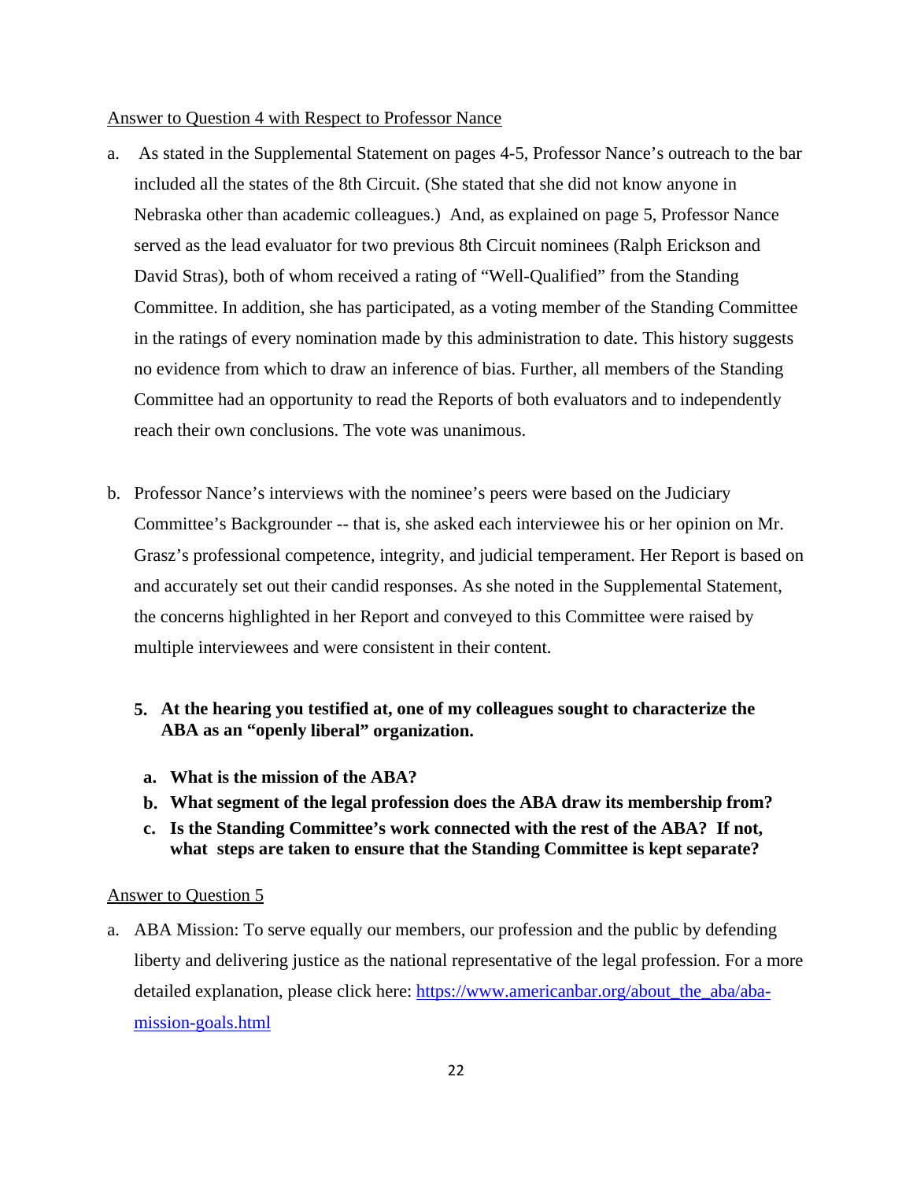<u>Answer to Question 4 with Respect to Professor Nance</u>

a. As stated in the Supplemental Statement on pages 4-5, Professor Nance's outreach to the bar included all the states of the 8th Circuit. (She stated that she did not know anyone in Nebraska other than academic colleagues.) And, as explained on page 5, Professor Nance served as the lead evaluator for two previous 8th Circuit nominees (Ralph Erickson and David Stras), both of whom received a rating of "Well-Qualified" from the Standing Committee. In addition, she has participated, as a voting member of the Standing Committee in the ratings of every nomination made by this administration to date. This history suggests no evidence from which to draw an inference of bias. Further, all members of the Standing Committee had an opportunity to read the Reports of both evaluators and to independently reach their own conclusions. The vote was unanimous.

b. Professor Nance's interviews with the nominee's peers were based on the Judiciary Committee's Backgrounder -- that is, she asked each interviewee his or her opinion on Mr. Grasz's professional competence, integrity, and judicial temperament. Her Report is based on and accurately set out their candid responses. As she noted in the Supplemental Statement, the concerns highlighted in her Report and conveyed to this Committee were raised by multiple interviewees and were consistent in their content.

**5. At the hearing you testified at, one of my colleagues sought to characterize the ABA as an "openly liberal" organization.**

**a. What is the mission of the ABA?**

**b. What segment of the legal profession does the ABA draw its membership from?**

**c. Is the Standing Committee's work connected with the rest of the ABA? If not, what steps are taken to ensure that the Standing Committee is kept separate?**

<u>Answer to Question 5</u>

a. ABA Mission: To serve equally our members, our profession and the public by defending liberty and delivering justice as the national representative of the legal profession. For a more detailed explanation, please click here: [https://www.americanbar.org/about_the_aba/aba-mission-goals.html](https://www.americanbar.org/about_the_aba/aba-mission-goals.html)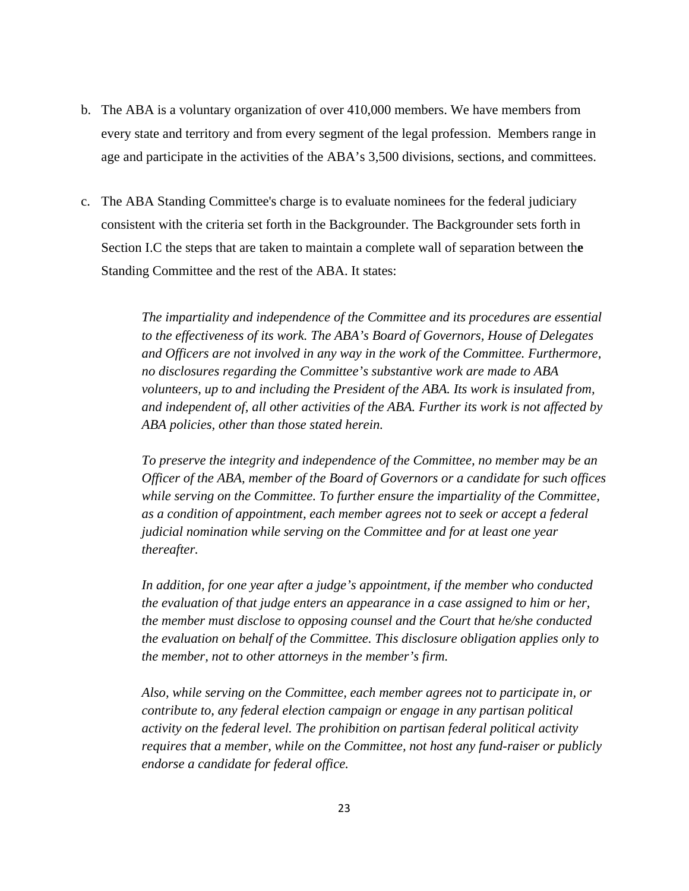b. The ABA is a voluntary organization of over 410,000 members. We have members from every state and territory and from every segment of the legal profession. Members range in age and participate in the activities of the ABA's 3,500 divisions, sections, and committees.

c. The ABA Standing Committee's charge is to evaluate nominees for the federal judiciary consistent with the criteria set forth in the Backgrounder. The Backgrounder sets forth in Section I.C the steps that are taken to maintain a complete wall of separation between the Standing Committee and the rest of the ABA. It states:

> *The impartiality and independence of the Committee and its procedures are essential to the effectiveness of its work. The ABA's Board of Governors, House of Delegates and Officers are not involved in any way in the work of the Committee. Furthermore, no disclosures regarding the Committee's substantive work are made to ABA volunteers, up to and including the President of the ABA. Its work is insulated from, and independent of, all other activities of the ABA. Further its work is not affected by ABA policies, other than those stated herein.*
>
> *To preserve the integrity and independence of the Committee, no member may be an Officer of the ABA, member of the Board of Governors or a candidate for such offices while serving on the Committee. To further ensure the impartiality of the Committee, as a condition of appointment, each member agrees not to seek or accept a federal judicial nomination while serving on the Committee and for at least one year thereafter.*
>
> *In addition, for one year after a judge's appointment, if the member who conducted the evaluation of that judge enters an appearance in a case assigned to him or her, the member must disclose to opposing counsel and the Court that he/she conducted the evaluation on behalf of the Committee. This disclosure obligation applies only to the member, not to other attorneys in the member's firm.*
>
> *Also, while serving on the Committee, each member agrees not to participate in, or contribute to, any federal election campaign or engage in any partisan political activity on the federal level. The prohibition on partisan federal political activity requires that a member, while on the Committee, not host any fund-raiser or publicly endorse a candidate for federal office.*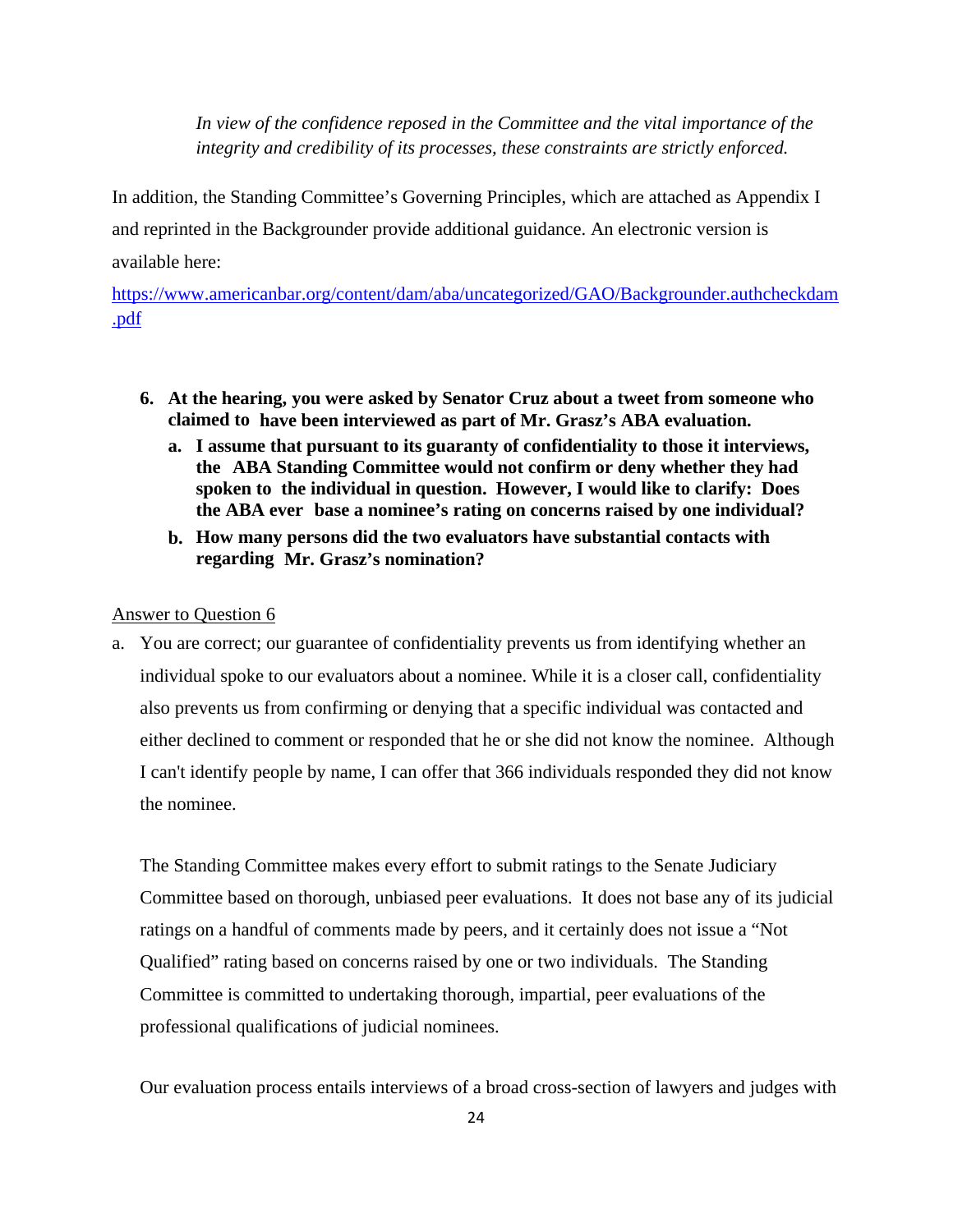*In view of the confidence reposed in the Committee and the vital importance of the integrity and credibility of its processes, these constraints are strictly enforced.*

In addition, the Standing Committee's Governing Principles, which are attached as Appendix I and reprinted in the Backgrounder provide additional guidance. An electronic version is available here:

https://www.americanbar.org/content/dam/aba/uncategorized/GAO/Backgrounder.authcheckdam.pdf

6. **At the hearing, you were asked by Senator Cruz about a tweet from someone who claimed to have been interviewed as part of Mr. Grasz's ABA evaluation.**
   a. **I assume that pursuant to its guaranty of confidentiality to those it interviews, the ABA Standing Committee would not confirm or deny whether they had spoken to the individual in question. However, I would like to clarify: Does the ABA ever base a nominee's rating on concerns raised by one individual?**
   b. **How many persons did the two evaluators have substantial contacts with regarding Mr. Grasz's nomination?**

<u>Answer to Question 6</u>

a. You are correct; our guarantee of confidentiality prevents us from identifying whether an individual spoke to our evaluators about a nominee. While it is a closer call, confidentiality also prevents us from confirming or denying that a specific individual was contacted and either declined to comment or responded that he or she did not know the nominee. Although I can't identify people by name, I can offer that 366 individuals responded they did not know the nominee.

   The Standing Committee makes every effort to submit ratings to the Senate Judiciary Committee based on thorough, unbiased peer evaluations. It does not base any of its judicial ratings on a handful of comments made by peers, and it certainly does not issue a "Not Qualified" rating based on concerns raised by one or two individuals. The Standing Committee is committed to undertaking thorough, impartial, peer evaluations of the professional qualifications of judicial nominees.

   Our evaluation process entails interviews of a broad cross-section of lawyers and judges with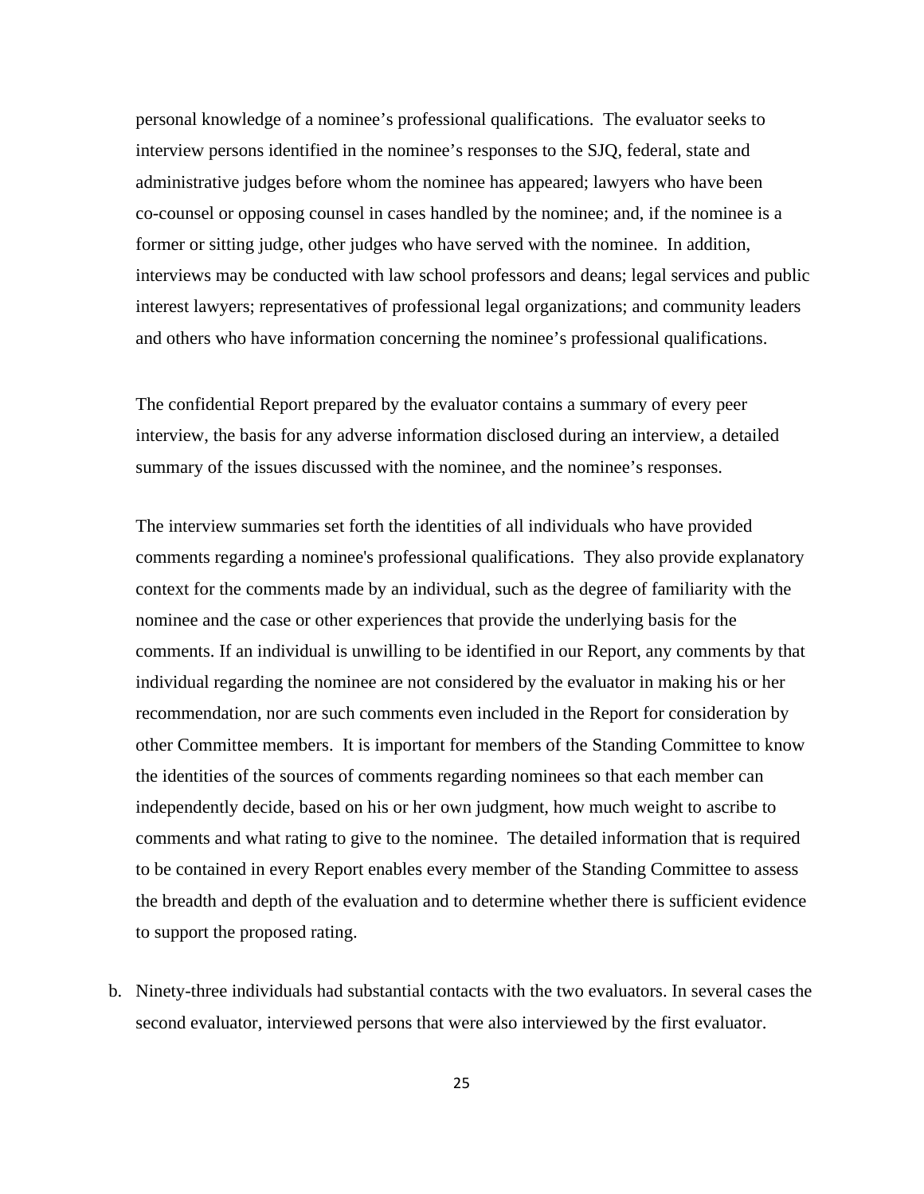personal knowledge of a nominee's professional qualifications. The evaluator seeks to interview persons identified in the nominee's responses to the SJQ, federal, state and administrative judges before whom the nominee has appeared; lawyers who have been co-counsel or opposing counsel in cases handled by the nominee; and, if the nominee is a former or sitting judge, other judges who have served with the nominee. In addition, interviews may be conducted with law school professors and deans; legal services and public interest lawyers; representatives of professional legal organizations; and community leaders and others who have information concerning the nominee's professional qualifications.

The confidential Report prepared by the evaluator contains a summary of every peer interview, the basis for any adverse information disclosed during an interview, a detailed summary of the issues discussed with the nominee, and the nominee's responses.

The interview summaries set forth the identities of all individuals who have provided comments regarding a nominee's professional qualifications. They also provide explanatory context for the comments made by an individual, such as the degree of familiarity with the nominee and the case or other experiences that provide the underlying basis for the comments. If an individual is unwilling to be identified in our Report, any comments by that individual regarding the nominee are not considered by the evaluator in making his or her recommendation, nor are such comments even included in the Report for consideration by other Committee members. It is important for members of the Standing Committee to know the identities of the sources of comments regarding nominees so that each member can independently decide, based on his or her own judgment, how much weight to ascribe to comments and what rating to give to the nominee. The detailed information that is required to be contained in every Report enables every member of the Standing Committee to assess the breadth and depth of the evaluation and to determine whether there is sufficient evidence to support the proposed rating.

b. Ninety-three individuals had substantial contacts with the two evaluators. In several cases the second evaluator, interviewed persons that were also interviewed by the first evaluator.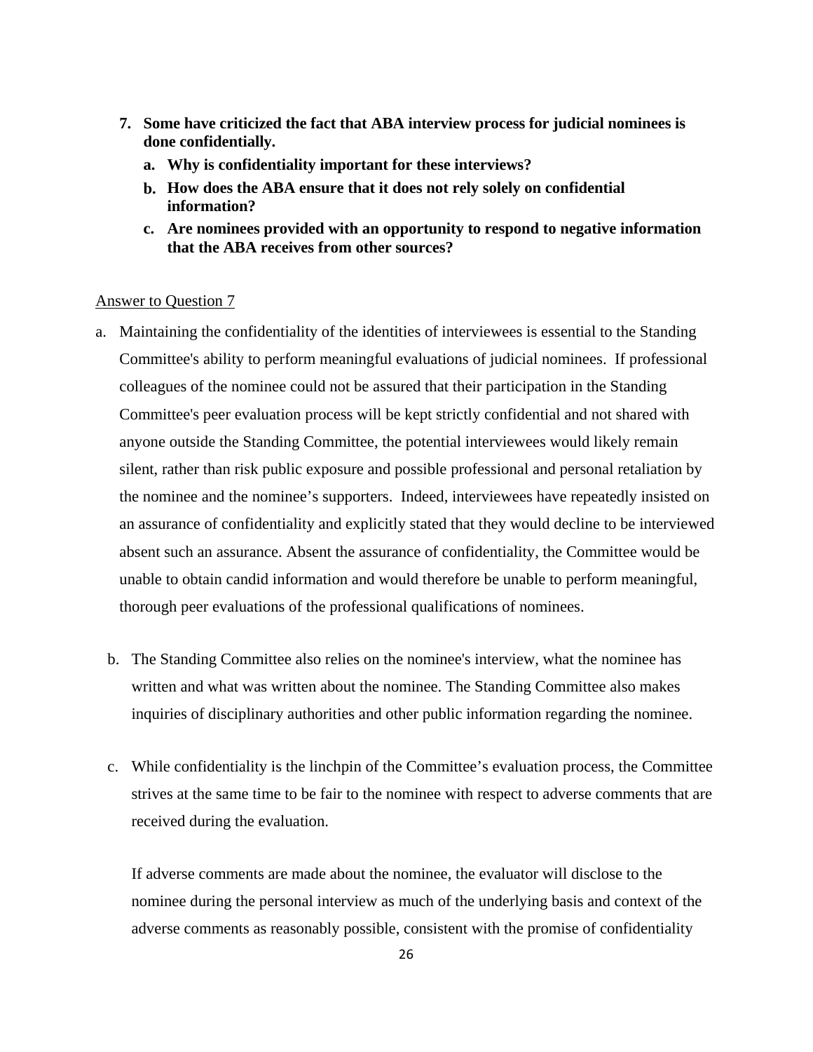7. **Some have criticized the fact that ABA interview process for judicial nominees is done confidentially.**
   a. **Why is confidentiality important for these interviews?**
   b. **How does the ABA ensure that it does not rely solely on confidential information?**
   c. **Are nominees provided with an opportunity to respond to negative information that the ABA receives from other sources?**

<u>Answer to Question 7</u>

a. Maintaining the confidentiality of the identities of interviewees is essential to the Standing Committee's ability to perform meaningful evaluations of judicial nominees. If professional colleagues of the nominee could not be assured that their participation in the Standing Committee's peer evaluation process will be kept strictly confidential and not shared with anyone outside the Standing Committee, the potential interviewees would likely remain silent, rather than risk public exposure and possible professional and personal retaliation by the nominee and the nominee's supporters. Indeed, interviewees have repeatedly insisted on an assurance of confidentiality and explicitly stated that they would decline to be interviewed absent such an assurance. Absent the assurance of confidentiality, the Committee would be unable to obtain candid information and would therefore be unable to perform meaningful, thorough peer evaluations of the professional qualifications of nominees.

b. The Standing Committee also relies on the nominee's interview, what the nominee has written and what was written about the nominee. The Standing Committee also makes inquiries of disciplinary authorities and other public information regarding the nominee.

c. While confidentiality is the linchpin of the Committee's evaluation process, the Committee strives at the same time to be fair to the nominee with respect to adverse comments that are received during the evaluation.

   If adverse comments are made about the nominee, the evaluator will disclose to the nominee during the personal interview as much of the underlying basis and context of the adverse comments as reasonably possible, consistent with the promise of confidentiality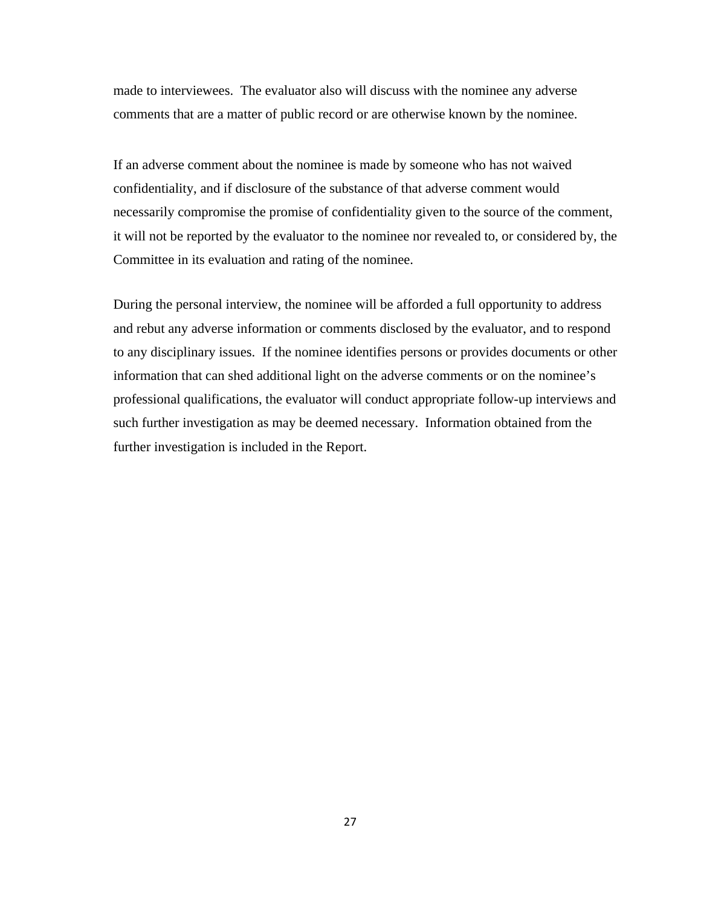made to interviewees. The evaluator also will discuss with the nominee any adverse comments that are a matter of public record or are otherwise known by the nominee.

If an adverse comment about the nominee is made by someone who has not waived confidentiality, and if disclosure of the substance of that adverse comment would necessarily compromise the promise of confidentiality given to the source of the comment, it will not be reported by the evaluator to the nominee nor revealed to, or considered by, the Committee in its evaluation and rating of the nominee.

During the personal interview, the nominee will be afforded a full opportunity to address and rebut any adverse information or comments disclosed by the evaluator, and to respond to any disciplinary issues. If the nominee identifies persons or provides documents or other information that can shed additional light on the adverse comments or on the nominee's professional qualifications, the evaluator will conduct appropriate follow-up interviews and such further investigation as may be deemed necessary. Information obtained from the further investigation is included in the Report.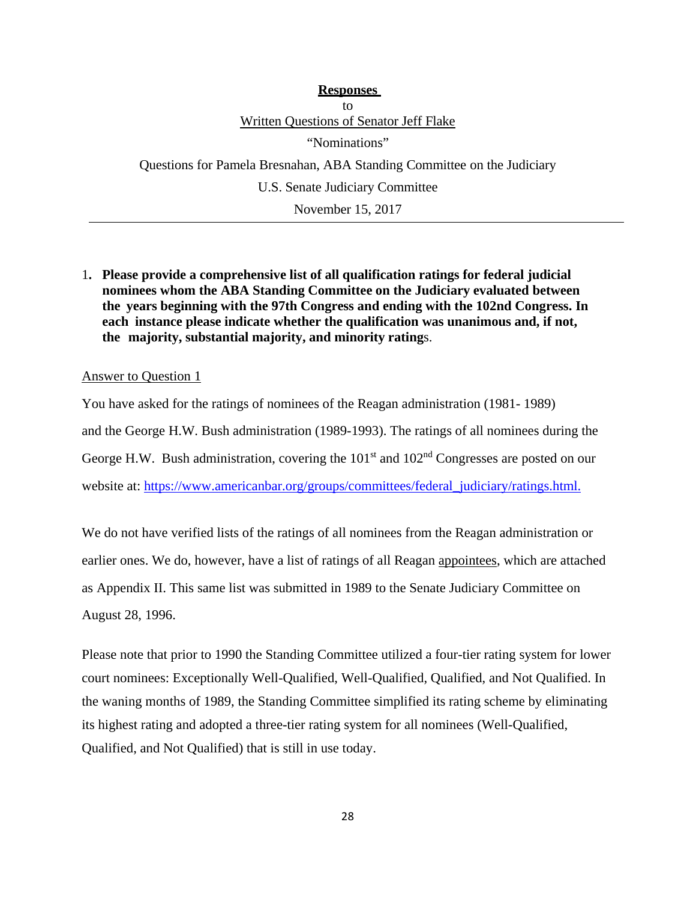**Responses**

to

Written Questions of Senator Jeff Flake

"Nominations"

Questions for Pamela Bresnahan, ABA Standing Committee on the Judiciary

U.S. Senate Judiciary Committee

November 15, 2017

---

1. **Please provide a comprehensive list of all qualification ratings for federal judicial nominees whom the ABA Standing Committee on the Judiciary evaluated between the years beginning with the 97th Congress and ending with the 102nd Congress. In each instance please indicate whether the qualification was unanimous and, if not, the majority, substantial majority, and minority rating**s.

Answer to Question 1

You have asked for the ratings of nominees of the Reagan administration (1981- 1989) and the George H.W. Bush administration (1989-1993). The ratings of all nominees during the George H.W. Bush administration, covering the 101st and 102nd Congresses are posted on our website at: https://www.americanbar.org/groups/committees/federal_judiciary/ratings.html.

We do not have verified lists of the ratings of all nominees from the Reagan administration or earlier ones. We do, however, have a list of ratings of all Reagan appointees, which are attached as Appendix II. This same list was submitted in 1989 to the Senate Judiciary Committee on August 28, 1996.

Please note that prior to 1990 the Standing Committee utilized a four-tier rating system for lower court nominees: Exceptionally Well-Qualified, Well-Qualified, Qualified, and Not Qualified. In the waning months of 1989, the Standing Committee simplified its rating scheme by eliminating its highest rating and adopted a three-tier rating system for all nominees (Well-Qualified, Qualified, and Not Qualified) that is still in use today.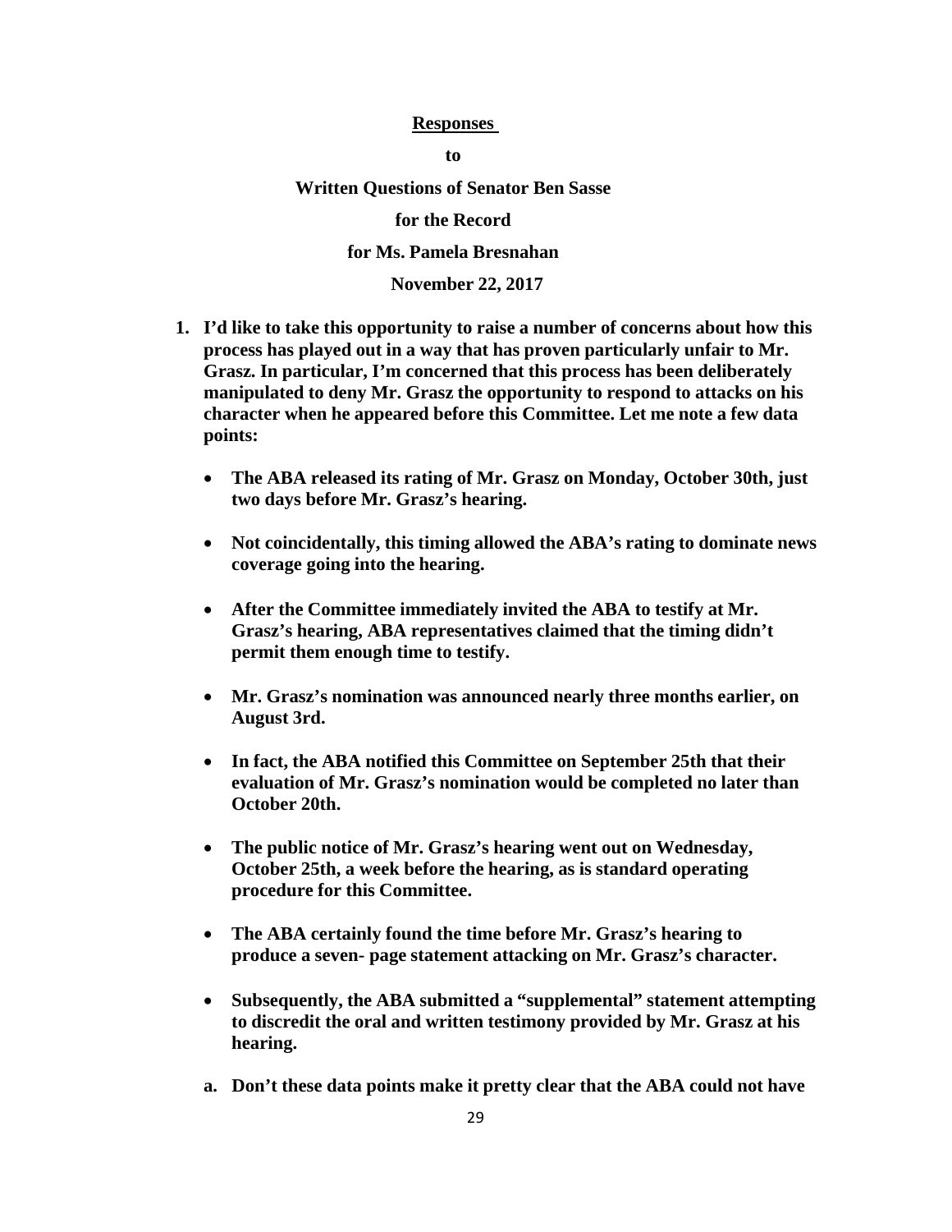**Responses**

**to**

**Written Questions of Senator Ben Sasse**

**for the Record**

**for Ms. Pamela Bresnahan**

**November 22, 2017**

1. **I'd like to take this opportunity to raise a number of concerns about how this process has played out in a way that has proven particularly unfair to Mr. Grasz. In particular, I'm concerned that this process has been deliberately manipulated to deny Mr. Grasz the opportunity to respond to attacks on his character when he appeared before this Committee. Let me note a few data points:**

   - **The ABA released its rating of Mr. Grasz on Monday, October 30th, just two days before Mr. Grasz's hearing.**
   - **Not coincidentally, this timing allowed the ABA's rating to dominate news coverage going into the hearing.**
   - **After the Committee immediately invited the ABA to testify at Mr. Grasz's hearing, ABA representatives claimed that the timing didn't permit them enough time to testify.**
   - **Mr. Grasz's nomination was announced nearly three months earlier, on August 3rd.**
   - **In fact, the ABA notified this Committee on September 25th that their evaluation of Mr. Grasz's nomination would be completed no later than October 20th.**
   - **The public notice of Mr. Grasz's hearing went out on Wednesday, October 25th, a week before the hearing, as is standard operating procedure for this Committee.**
   - **The ABA certainly found the time before Mr. Grasz's hearing to produce a seven- page statement attacking on Mr. Grasz's character.**
   - **Subsequently, the ABA submitted a "supplemental" statement attempting to discredit the oral and written testimony provided by Mr. Grasz at his hearing.**

   a. **Don't these data points make it pretty clear that the ABA could not have**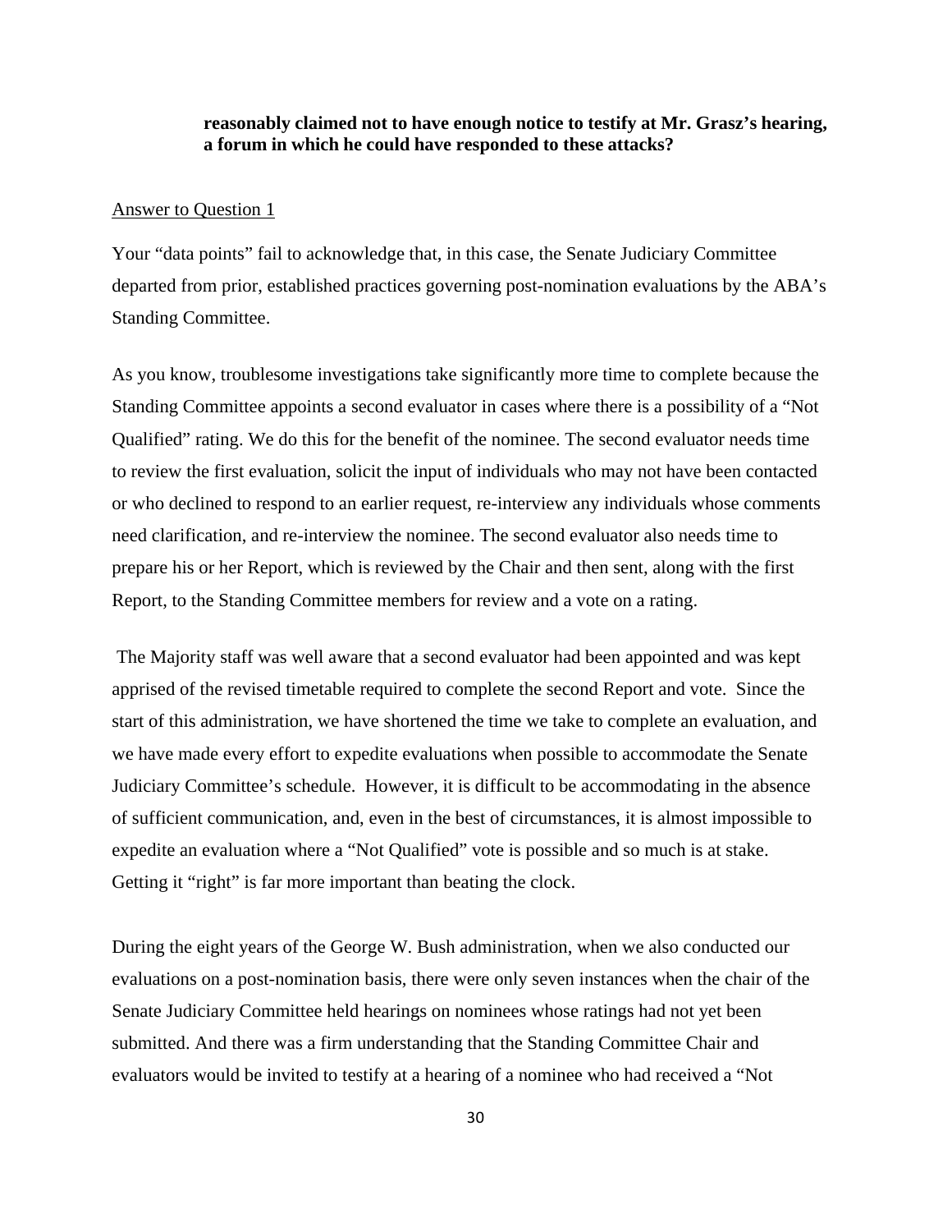**reasonably claimed not to have enough notice to testify at Mr. Grasz's hearing, a forum in which he could have responded to these attacks?**

<u>Answer to Question 1</u>

Your "data points" fail to acknowledge that, in this case, the Senate Judiciary Committee departed from prior, established practices governing post-nomination evaluations by the ABA's Standing Committee.

As you know, troublesome investigations take significantly more time to complete because the Standing Committee appoints a second evaluator in cases where there is a possibility of a "Not Qualified" rating. We do this for the benefit of the nominee. The second evaluator needs time to review the first evaluation, solicit the input of individuals who may not have been contacted or who declined to respond to an earlier request, re-interview any individuals whose comments need clarification, and re-interview the nominee. The second evaluator also needs time to prepare his or her Report, which is reviewed by the Chair and then sent, along with the first Report, to the Standing Committee members for review and a vote on a rating.

The Majority staff was well aware that a second evaluator had been appointed and was kept apprised of the revised timetable required to complete the second Report and vote. Since the start of this administration, we have shortened the time we take to complete an evaluation, and we have made every effort to expedite evaluations when possible to accommodate the Senate Judiciary Committee's schedule. However, it is difficult to be accommodating in the absence of sufficient communication, and, even in the best of circumstances, it is almost impossible to expedite an evaluation where a "Not Qualified" vote is possible and so much is at stake. Getting it "right" is far more important than beating the clock.

During the eight years of the George W. Bush administration, when we also conducted our evaluations on a post-nomination basis, there were only seven instances when the chair of the Senate Judiciary Committee held hearings on nominees whose ratings had not yet been submitted. And there was a firm understanding that the Standing Committee Chair and evaluators would be invited to testify at a hearing of a nominee who had received a "Not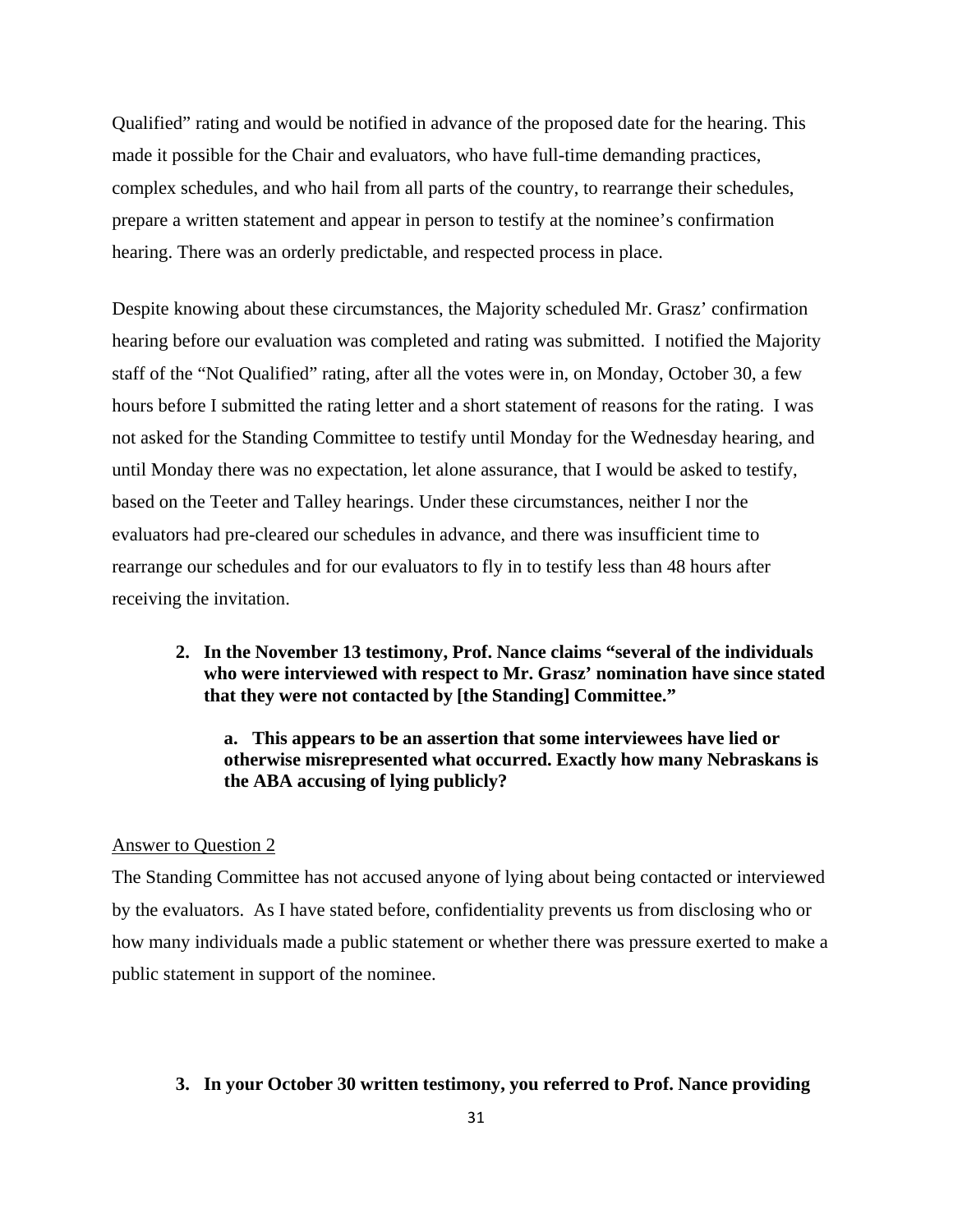Qualified" rating and would be notified in advance of the proposed date for the hearing. This made it possible for the Chair and evaluators, who have full-time demanding practices, complex schedules, and who hail from all parts of the country, to rearrange their schedules, prepare a written statement and appear in person to testify at the nominee's confirmation hearing. There was an orderly predictable, and respected process in place.

Despite knowing about these circumstances, the Majority scheduled Mr. Grasz' confirmation hearing before our evaluation was completed and rating was submitted. I notified the Majority staff of the "Not Qualified" rating, after all the votes were in, on Monday, October 30, a few hours before I submitted the rating letter and a short statement of reasons for the rating. I was not asked for the Standing Committee to testify until Monday for the Wednesday hearing, and until Monday there was no expectation, let alone assurance, that I would be asked to testify, based on the Teeter and Talley hearings. Under these circumstances, neither I nor the evaluators had pre-cleared our schedules in advance, and there was insufficient time to rearrange our schedules and for our evaluators to fly in to testify less than 48 hours after receiving the invitation.

2. **In the November 13 testimony, Prof. Nance claims "several of the individuals who were interviewed with respect to Mr. Grasz' nomination have since stated that they were not contacted by [the Standing] Committee."**

   **a. This appears to be an assertion that some interviewees have lied or otherwise misrepresented what occurred. Exactly how many Nebraskans is the ABA accusing of lying publicly?**

Answer to Question 2

The Standing Committee has not accused anyone of lying about being contacted or interviewed by the evaluators. As I have stated before, confidentiality prevents us from disclosing who or how many individuals made a public statement or whether there was pressure exerted to make a public statement in support of the nominee.

3. **In your October 30 written testimony, you referred to Prof. Nance providing**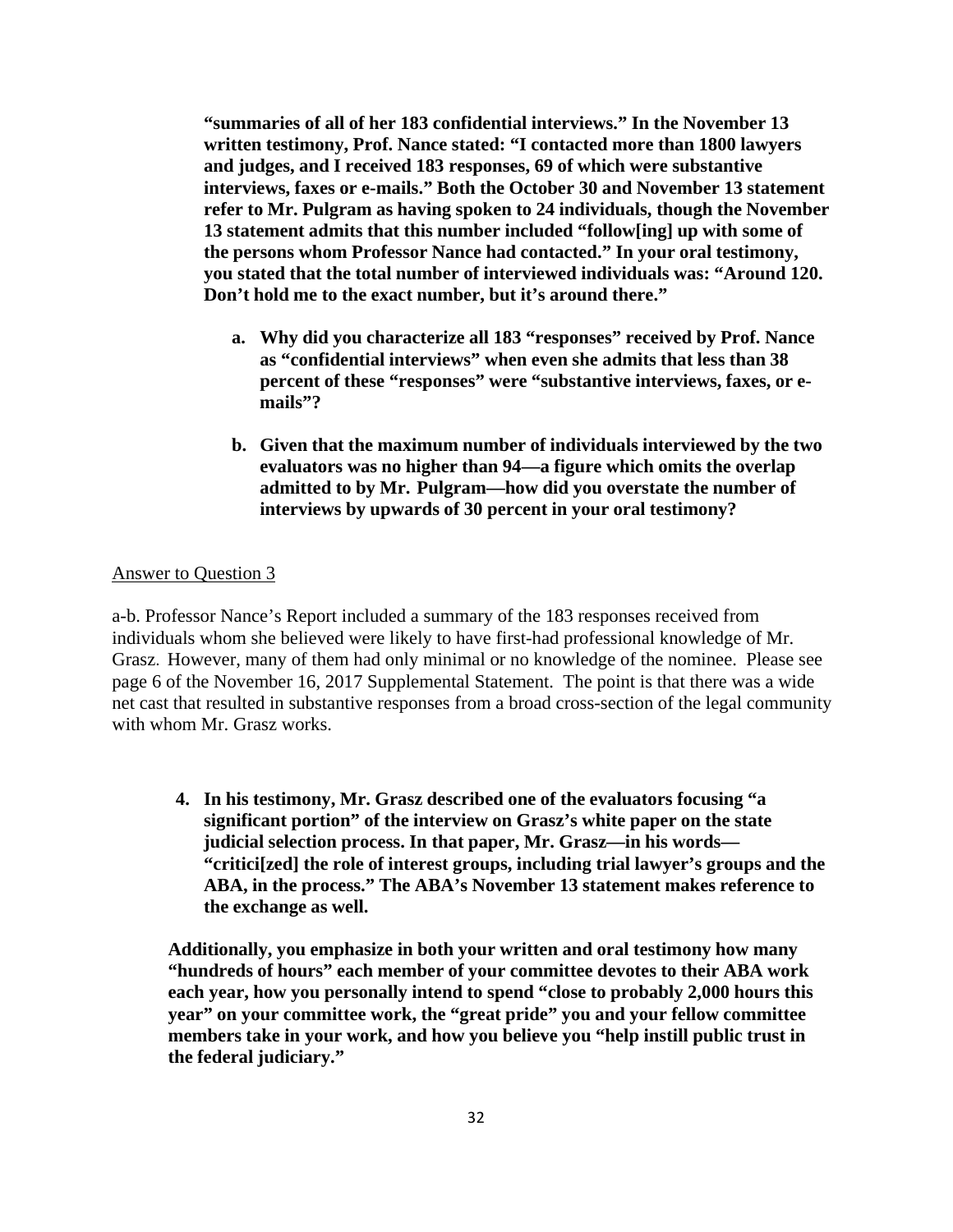**"summaries of all of her 183 confidential interviews." In the November 13 written testimony, Prof. Nance stated: "I contacted more than 1800 lawyers and judges, and I received 183 responses, 69 of which were substantive interviews, faxes or e-mails." Both the October 30 and November 13 statement refer to Mr. Pulgram as having spoken to 24 individuals, though the November 13 statement admits that this number included "follow[ing] up with some of the persons whom Professor Nance had contacted." In your oral testimony, you stated that the total number of interviewed individuals was: "Around 120. Don't hold me to the exact number, but it's around there."**

**a. Why did you characterize all 183 "responses" received by Prof. Nance as "confidential interviews" when even she admits that less than 38 percent of these "responses" were "substantive interviews, faxes, or e-mails"?**

**b. Given that the maximum number of individuals interviewed by the two evaluators was no higher than 94—a figure which omits the overlap admitted to by Mr. Pulgram—how did you overstate the number of interviews by upwards of 30 percent in your oral testimony?**

Answer to Question 3

a-b. Professor Nance's Report included a summary of the 183 responses received from individuals whom she believed were likely to have first-had professional knowledge of Mr. Grasz. However, many of them had only minimal or no knowledge of the nominee. Please see page 6 of the November 16, 2017 Supplemental Statement. The point is that there was a wide net cast that resulted in substantive responses from a broad cross-section of the legal community with whom Mr. Grasz works.

**4. In his testimony, Mr. Grasz described one of the evaluators focusing "a significant portion" of the interview on Grasz's white paper on the state judicial selection process. In that paper, Mr. Grasz—in his words—"critici[zed] the role of interest groups, including trial lawyer's groups and the ABA, in the process." The ABA's November 13 statement makes reference to the exchange as well.**

**Additionally, you emphasize in both your written and oral testimony how many "hundreds of hours" each member of your committee devotes to their ABA work each year, how you personally intend to spend "close to probably 2,000 hours this year" on your committee work, the "great pride" you and your fellow committee members take in your work, and how you believe you "help instill public trust in the federal judiciary."**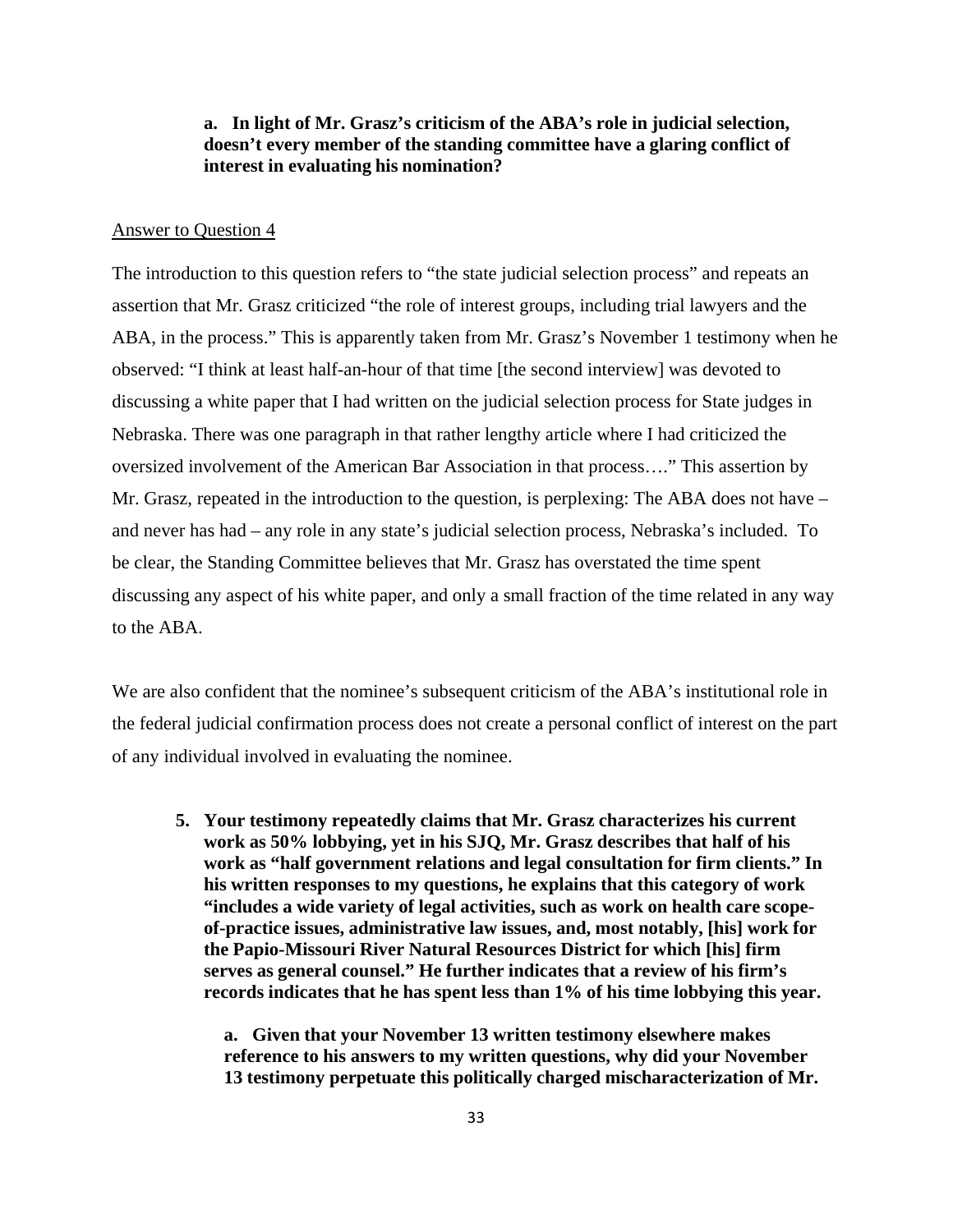**a. In light of Mr. Grasz's criticism of the ABA's role in judicial selection, doesn't every member of the standing committee have a glaring conflict of interest in evaluating his nomination?**

Answer to Question 4

The introduction to this question refers to "the state judicial selection process" and repeats an assertion that Mr. Grasz criticized "the role of interest groups, including trial lawyers and the ABA, in the process." This is apparently taken from Mr. Grasz's November 1 testimony when he observed: "I think at least half-an-hour of that time [the second interview] was devoted to discussing a white paper that I had written on the judicial selection process for State judges in Nebraska. There was one paragraph in that rather lengthy article where I had criticized the oversized involvement of the American Bar Association in that process…." This assertion by Mr. Grasz, repeated in the introduction to the question, is perplexing: The ABA does not have – and never has had – any role in any state's judicial selection process, Nebraska's included. To be clear, the Standing Committee believes that Mr. Grasz has overstated the time spent discussing any aspect of his white paper, and only a small fraction of the time related in any way to the ABA.

We are also confident that the nominee's subsequent criticism of the ABA's institutional role in the federal judicial confirmation process does not create a personal conflict of interest on the part of any individual involved in evaluating the nominee.

5. **Your testimony repeatedly claims that Mr. Grasz characterizes his current work as 50% lobbying, yet in his SJQ, Mr. Grasz describes that half of his work as "half government relations and legal consultation for firm clients." In his written responses to my questions, he explains that this category of work "includes a wide variety of legal activities, such as work on health care scope-of-practice issues, administrative law issues, and, most notably, [his] work for the Papio-Missouri River Natural Resources District for which [his] firm serves as general counsel." He further indicates that a review of his firm's records indicates that he has spent less than 1% of his time lobbying this year.**

   **a. Given that your November 13 written testimony elsewhere makes reference to his answers to my written questions, why did your November 13 testimony perpetuate this politically charged mischaracterization of Mr.**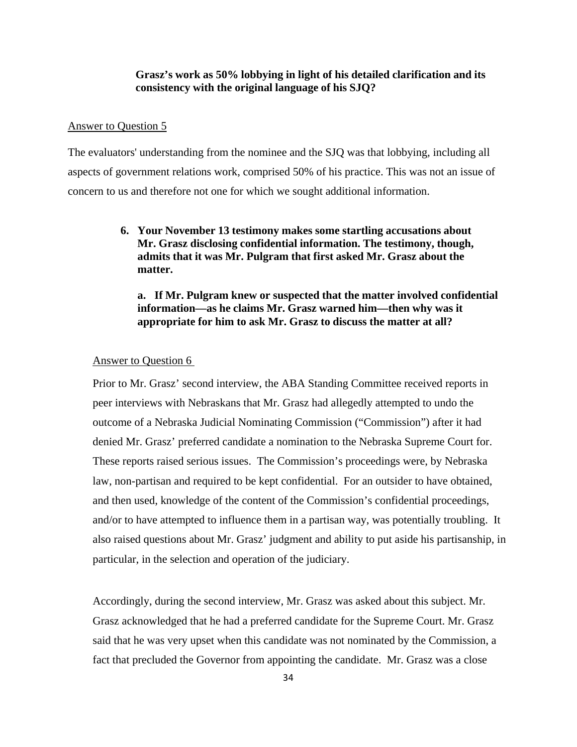**Grasz's work as 50% lobbying in light of his detailed clarification and its consistency with the original language of his SJQ?**

Answer to Question 5

The evaluators' understanding from the nominee and the SJQ was that lobbying, including all aspects of government relations work, comprised 50% of his practice. This was not an issue of concern to us and therefore not one for which we sought additional information.

6. **Your November 13 testimony makes some startling accusations about Mr. Grasz disclosing confidential information. The testimony, though, admits that it was Mr. Pulgram that first asked Mr. Grasz about the matter.**

   **a. If Mr. Pulgram knew or suspected that the matter involved confidential information—as he claims Mr. Grasz warned him—then why was it appropriate for him to ask Mr. Grasz to discuss the matter at all?**

Answer to Question 6

Prior to Mr. Grasz' second interview, the ABA Standing Committee received reports in peer interviews with Nebraskans that Mr. Grasz had allegedly attempted to undo the outcome of a Nebraska Judicial Nominating Commission ("Commission") after it had denied Mr. Grasz' preferred candidate a nomination to the Nebraska Supreme Court for. These reports raised serious issues. The Commission's proceedings were, by Nebraska law, non-partisan and required to be kept confidential. For an outsider to have obtained, and then used, knowledge of the content of the Commission's confidential proceedings, and/or to have attempted to influence them in a partisan way, was potentially troubling. It also raised questions about Mr. Grasz' judgment and ability to put aside his partisanship, in particular, in the selection and operation of the judiciary.

Accordingly, during the second interview, Mr. Grasz was asked about this subject. Mr. Grasz acknowledged that he had a preferred candidate for the Supreme Court. Mr. Grasz said that he was very upset when this candidate was not nominated by the Commission, a fact that precluded the Governor from appointing the candidate. Mr. Grasz was a close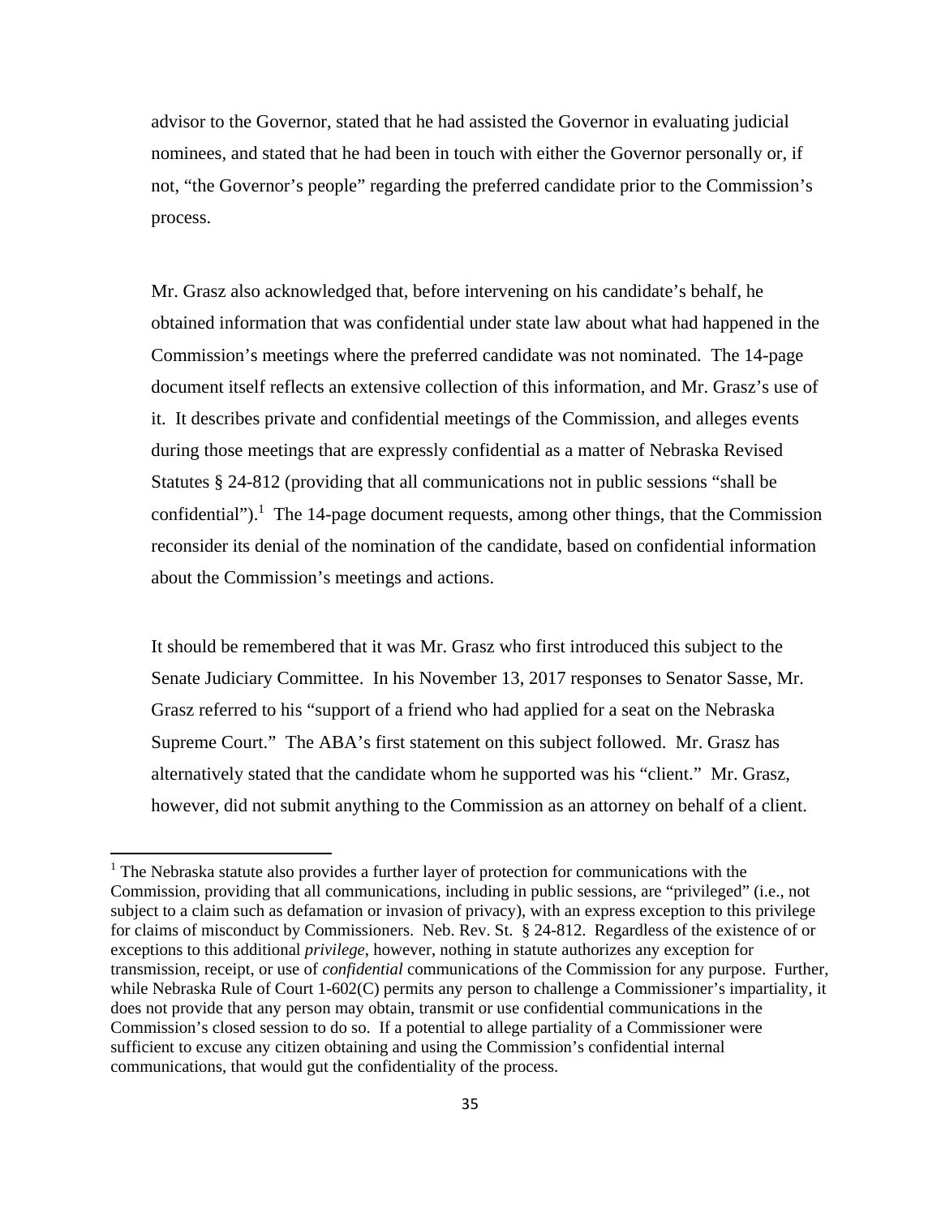advisor to the Governor, stated that he had assisted the Governor in evaluating judicial nominees, and stated that he had been in touch with either the Governor personally or, if not, "the Governor's people" regarding the preferred candidate prior to the Commission's process.

Mr. Grasz also acknowledged that, before intervening on his candidate's behalf, he obtained information that was confidential under state law about what had happened in the Commission's meetings where the preferred candidate was not nominated. The 14-page document itself reflects an extensive collection of this information, and Mr. Grasz's use of it. It describes private and confidential meetings of the Commission, and alleges events during those meetings that are expressly confidential as a matter of Nebraska Revised Statutes § 24-812 (providing that all communications not in public sessions "shall be confidential").[1] The 14-page document requests, among other things, that the Commission reconsider its denial of the nomination of the candidate, based on confidential information about the Commission's meetings and actions.

It should be remembered that it was Mr. Grasz who first introduced this subject to the Senate Judiciary Committee. In his November 13, 2017 responses to Senator Sasse, Mr. Grasz referred to his "support of a friend who had applied for a seat on the Nebraska Supreme Court." The ABA's first statement on this subject followed. Mr. Grasz has alternatively stated that the candidate whom he supported was his "client." Mr. Grasz, however, did not submit anything to the Commission as an attorney on behalf of a client.

[1] The Nebraska statute also provides a further layer of protection for communications with the Commission, providing that all communications, including in public sessions, are "privileged" (i.e., not subject to a claim such as defamation or invasion of privacy), with an express exception to this privilege for claims of misconduct by Commissioners. Neb. Rev. St. § 24-812. Regardless of the existence of or exceptions to this additional *privilege*, however, nothing in statute authorizes any exception for transmission, receipt, or use of *confidential* communications of the Commission for any purpose. Further, while Nebraska Rule of Court 1-602(C) permits any person to challenge a Commissioner's impartiality, it does not provide that any person may obtain, transmit or use confidential communications in the Commission's closed session to do so. If a potential to allege partiality of a Commissioner were sufficient to excuse any citizen obtaining and using the Commission's confidential internal communications, that would gut the confidentiality of the process.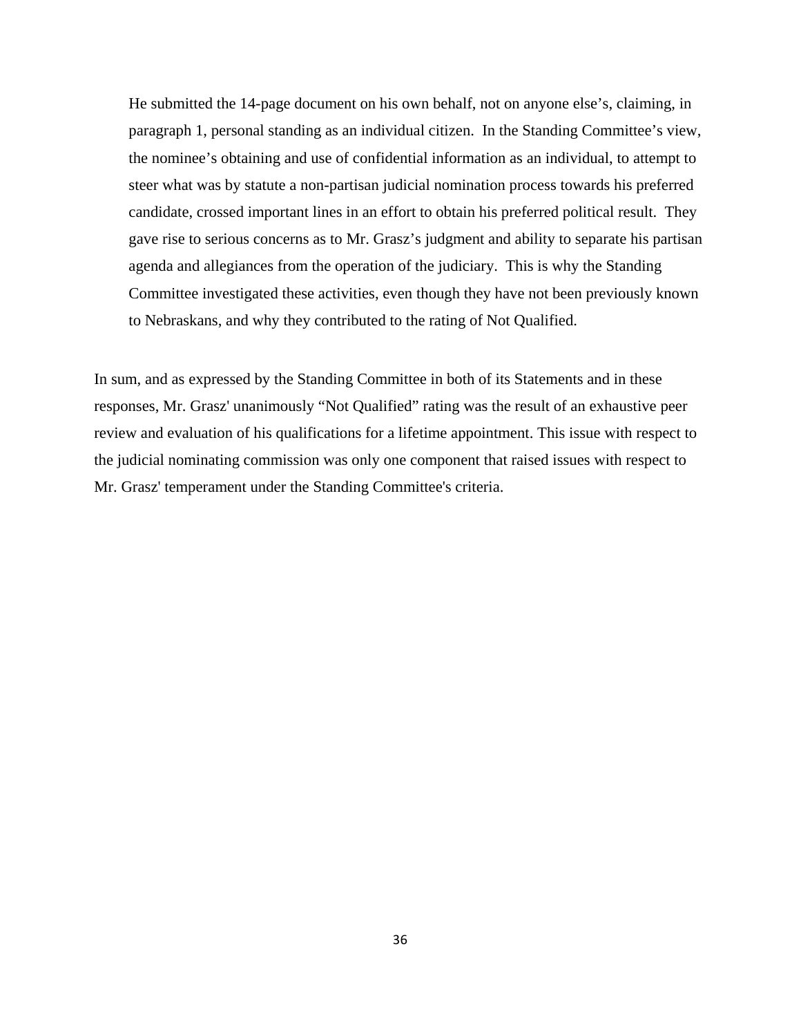> He submitted the 14-page document on his own behalf, not on anyone else's, claiming, in paragraph 1, personal standing as an individual citizen. In the Standing Committee's view, the nominee's obtaining and use of confidential information as an individual, to attempt to steer what was by statute a non-partisan judicial nomination process towards his preferred candidate, crossed important lines in an effort to obtain his preferred political result. They gave rise to serious concerns as to Mr. Grasz's judgment and ability to separate his partisan agenda and allegiances from the operation of the judiciary. This is why the Standing Committee investigated these activities, even though they have not been previously known to Nebraskans, and why they contributed to the rating of Not Qualified.

In sum, and as expressed by the Standing Committee in both of its Statements and in these responses, Mr. Grasz' unanimously "Not Qualified" rating was the result of an exhaustive peer review and evaluation of his qualifications for a lifetime appointment. This issue with respect to the judicial nominating commission was only one component that raised issues with respect to Mr. Grasz' temperament under the Standing Committee's criteria.